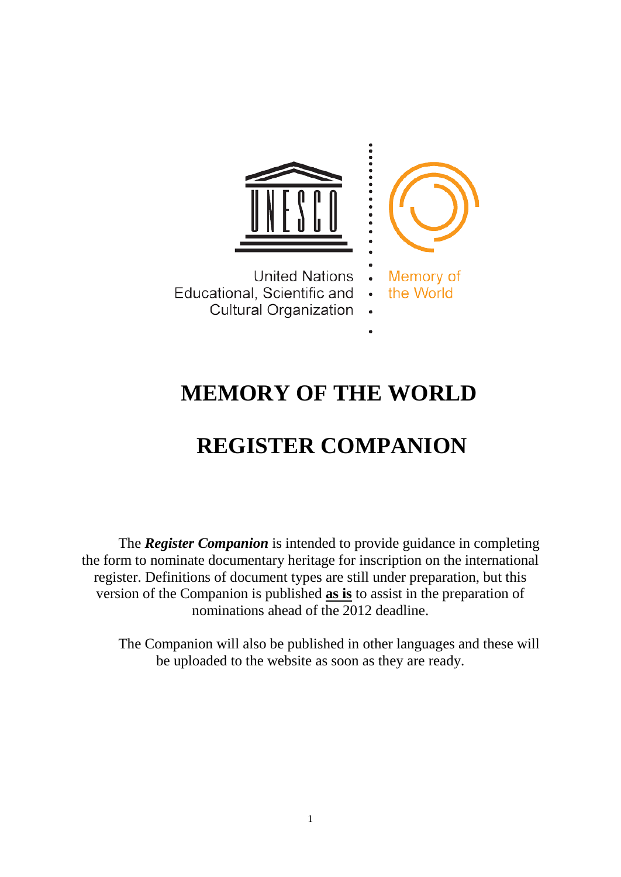United Nations
Educational, Scientific and
Cultural Organization

Memory of
the World

# MEMORY OF THE WORLD

# REGISTER COMPANION

The ***Register Companion*** is intended to provide guidance in completing the form to nominate documentary heritage for inscription on the international register. Definitions of document types are still under preparation, but this version of the Companion is published **as is** to assist in the preparation of nominations ahead of the 2012 deadline.

The Companion will also be published in other languages and these will be uploaded to the website as soon as they are ready.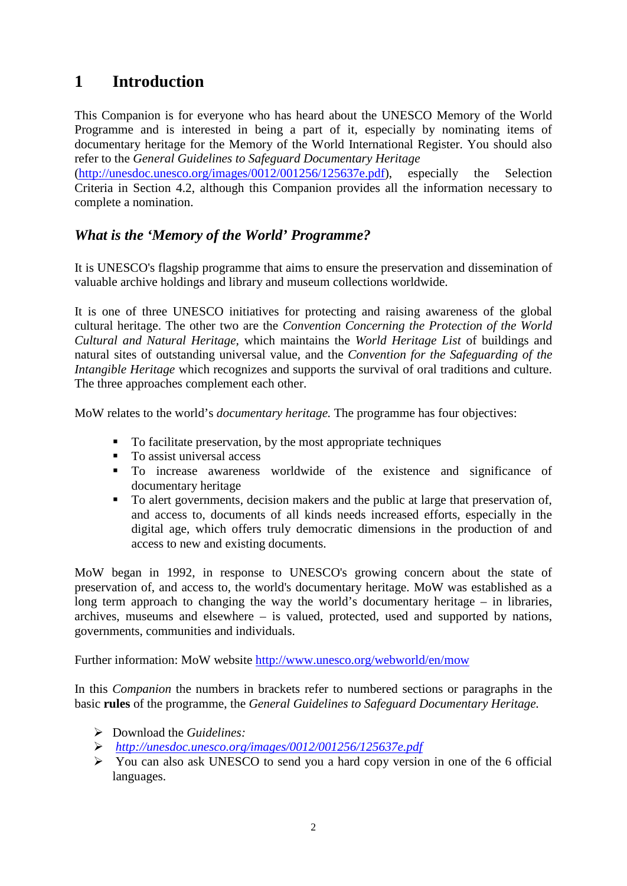# 1 Introduction

This Companion is for everyone who has heard about the UNESCO Memory of the World Programme and is interested in being a part of it, especially by nominating items of documentary heritage for the Memory of the World International Register. You should also refer to the *General Guidelines to Safeguard Documentary Heritage* (http://unesdoc.unesco.org/images/0012/001256/125637e.pdf), especially the Selection Criteria in Section 4.2, although this Companion provides all the information necessary to complete a nomination.

## *What is the 'Memory of the World' Programme?*

It is UNESCO's flagship programme that aims to ensure the preservation and dissemination of valuable archive holdings and library and museum collections worldwide.

It is one of three UNESCO initiatives for protecting and raising awareness of the global cultural heritage. The other two are the *Convention Concerning the Protection of the World Cultural and Natural Heritage*, which maintains the *World Heritage List* of buildings and natural sites of outstanding universal value, and the *Convention for the Safeguarding of the Intangible Heritage* which recognizes and supports the survival of oral traditions and culture. The three approaches complement each other.

MoW relates to the world's *documentary heritage.* The programme has four objectives:

- To facilitate preservation, by the most appropriate techniques
- To assist universal access
- To increase awareness worldwide of the existence and significance of documentary heritage
- To alert governments, decision makers and the public at large that preservation of, and access to, documents of all kinds needs increased efforts, especially in the digital age, which offers truly democratic dimensions in the production of and access to new and existing documents.

MoW began in 1992, in response to UNESCO's growing concern about the state of preservation of, and access to, the world's documentary heritage. MoW was established as a long term approach to changing the way the world's documentary heritage – in libraries, archives, museums and elsewhere – is valued, protected, used and supported by nations, governments, communities and individuals.

Further information: MoW website http://www.unesco.org/webworld/en/mow

In this *Companion* the numbers in brackets refer to numbered sections or paragraphs in the basic **rules** of the programme, the *General Guidelines to Safeguard Documentary Heritage.*

- Download the *Guidelines:*
- *http://unesdoc.unesco.org/images/0012/001256/125637e.pdf*
- You can also ask UNESCO to send you a hard copy version in one of the 6 official languages.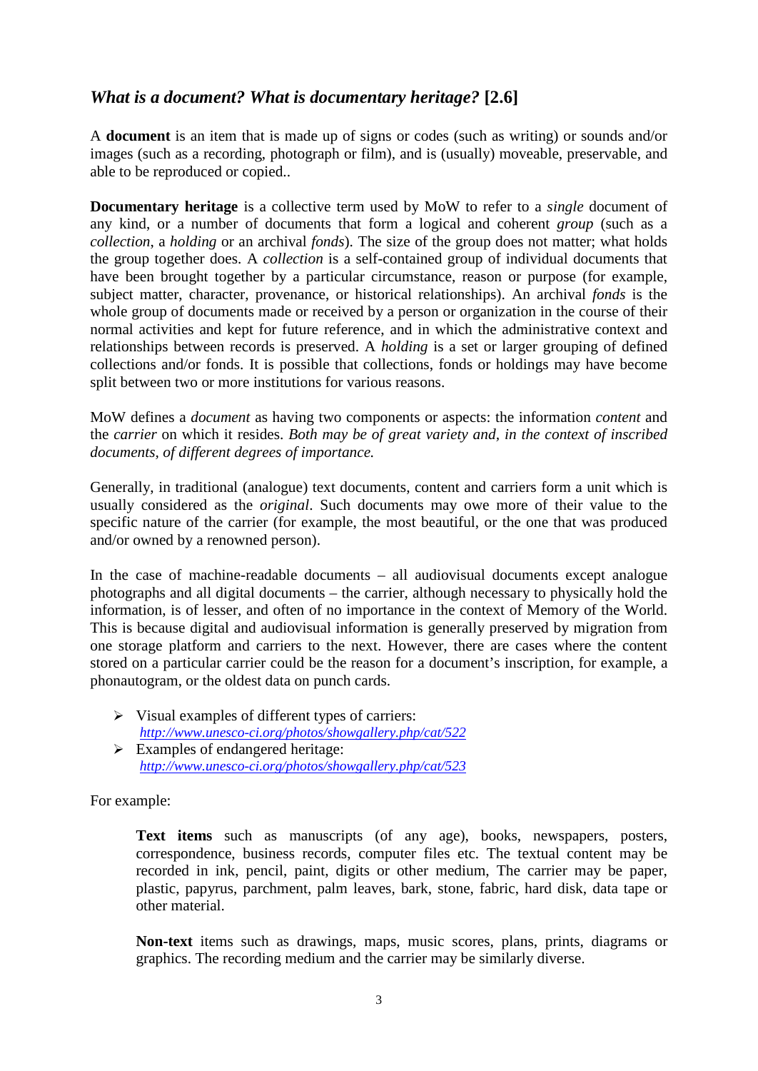## *What is a document? What is documentary heritage?* [2.6]

A **document** is an item that is made up of signs or codes (such as writing) or sounds and/or images (such as a recording, photograph or film), and is (usually) moveable, preservable, and able to be reproduced or copied..

**Documentary heritage** is a collective term used by MoW to refer to a *single* document of any kind, or a number of documents that form a logical and coherent *group* (such as a *collection*, a *holding* or an archival *fonds*). The size of the group does not matter; what holds the group together does. A *collection* is a self-contained group of individual documents that have been brought together by a particular circumstance, reason or purpose (for example, subject matter, character, provenance, or historical relationships). An archival *fonds* is the whole group of documents made or received by a person or organization in the course of their normal activities and kept for future reference, and in which the administrative context and relationships between records is preserved. A *holding* is a set or larger grouping of defined collections and/or fonds. It is possible that collections, fonds or holdings may have become split between two or more institutions for various reasons.

MoW defines a *document* as having two components or aspects: the information *content* and the *carrier* on which it resides. *Both may be of great variety and, in the context of inscribed documents, of different degrees of importance.*

Generally, in traditional (analogue) text documents, content and carriers form a unit which is usually considered as the *original*. Such documents may owe more of their value to the specific nature of the carrier (for example, the most beautiful, or the one that was produced and/or owned by a renowned person).

In the case of machine-readable documents – all audiovisual documents except analogue photographs and all digital documents – the carrier, although necessary to physically hold the information, is of lesser, and often of no importance in the context of Memory of the World. This is because digital and audiovisual information is generally preserved by migration from one storage platform and carriers to the next. However, there are cases where the content stored on a particular carrier could be the reason for a document's inscription, for example, a phonautogram, or the oldest data on punch cards.

- Visual examples of different types of carriers: *http://www.unesco-ci.org/photos/showgallery.php/cat/522*
- Examples of endangered heritage: *http://www.unesco-ci.org/photos/showgallery.php/cat/523*

For example:

> **Text items** such as manuscripts (of any age), books, newspapers, posters, correspondence, business records, computer files etc. The textual content may be recorded in ink, pencil, paint, digits or other medium, The carrier may be paper, plastic, papyrus, parchment, palm leaves, bark, stone, fabric, hard disk, data tape or other material.
>
> **Non-text** items such as drawings, maps, music scores, plans, prints, diagrams or graphics. The recording medium and the carrier may be similarly diverse.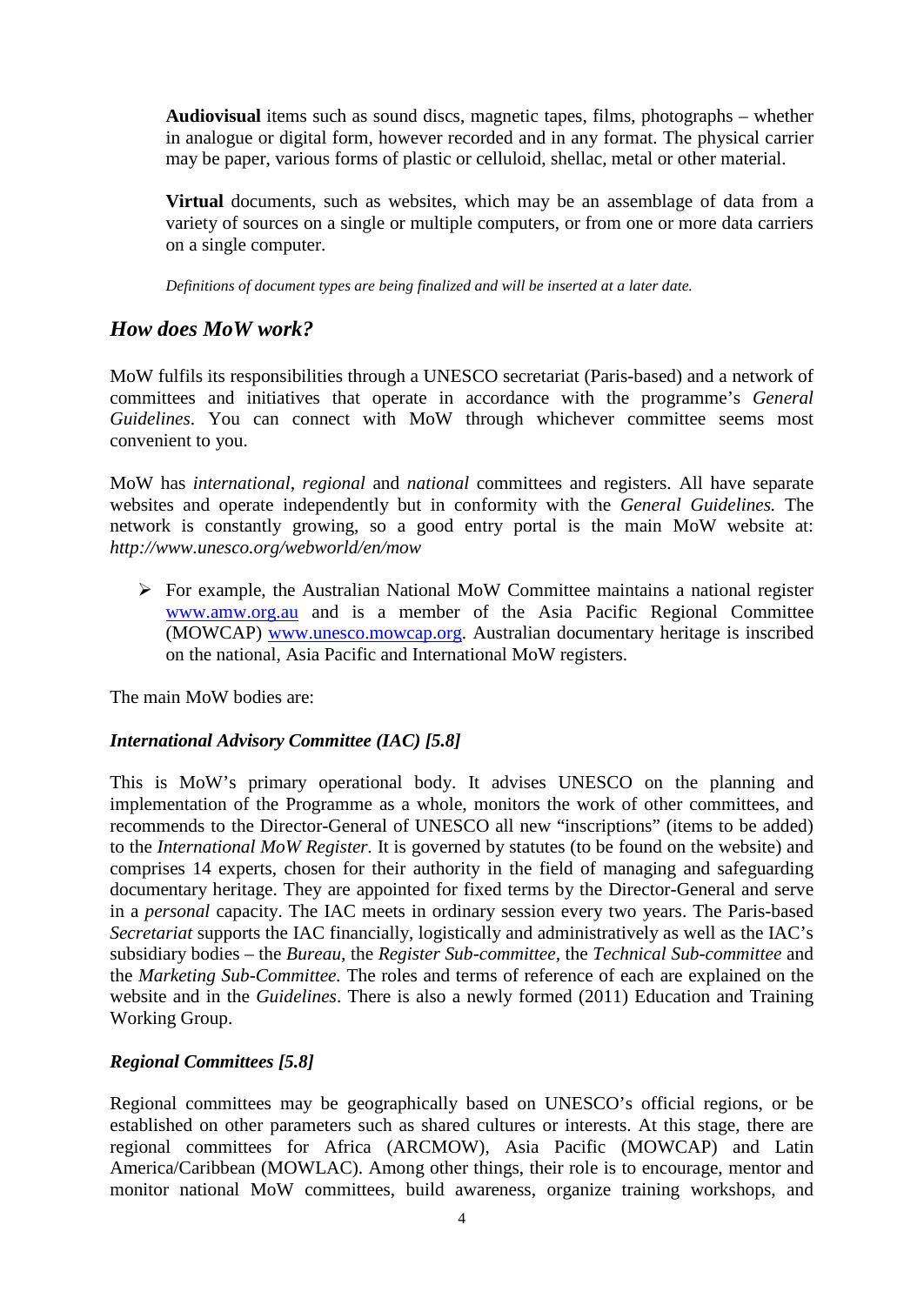**Audiovisual** items such as sound discs, magnetic tapes, films, photographs – whether in analogue or digital form, however recorded and in any format. The physical carrier may be paper, various forms of plastic or celluloid, shellac, metal or other material.

**Virtual** documents, such as websites, which may be an assemblage of data from a variety of sources on a single or multiple computers, or from one or more data carriers on a single computer.

*Definitions of document types are being finalized and will be inserted at a later date.*

## *How does MoW work?*

MoW fulfils its responsibilities through a UNESCO secretariat (Paris-based) and a network of committees and initiatives that operate in accordance with the programme's *General Guidelines*. You can connect with MoW through whichever committee seems most convenient to you.

MoW has *international*, *regional* and *national* committees and registers. All have separate websites and operate independently but in conformity with the *General Guidelines.* The network is constantly growing, so a good entry portal is the main MoW website at: *http://www.unesco.org/webworld/en/mow*

- For example, the Australian National MoW Committee maintains a national register www.amw.org.au and is a member of the Asia Pacific Regional Committee (MOWCAP) www.unesco.mowcap.org. Australian documentary heritage is inscribed on the national, Asia Pacific and International MoW registers.

The main MoW bodies are:

### *International Advisory Committee (IAC) [5.8]*

This is MoW's primary operational body. It advises UNESCO on the planning and implementation of the Programme as a whole, monitors the work of other committees, and recommends to the Director-General of UNESCO all new "inscriptions" (items to be added) to the *International MoW Register.* It is governed by statutes (to be found on the website) and comprises 14 experts, chosen for their authority in the field of managing and safeguarding documentary heritage. They are appointed for fixed terms by the Director-General and serve in a *personal* capacity. The IAC meets in ordinary session every two years. The Paris-based *Secretariat* supports the IAC financially, logistically and administratively as well as the IAC's subsidiary bodies – the *Bureau,* the *Register Sub-committee,* the *Technical Sub-committee* and the *Marketing Sub-Committee.* The roles and terms of reference of each are explained on the website and in the *Guidelines*. There is also a newly formed (2011) Education and Training Working Group.

### *Regional Committees [5.8]*

Regional committees may be geographically based on UNESCO's official regions, or be established on other parameters such as shared cultures or interests. At this stage, there are regional committees for Africa (ARCMOW), Asia Pacific (MOWCAP) and Latin America/Caribbean (MOWLAC). Among other things, their role is to encourage, mentor and monitor national MoW committees, build awareness, organize training workshops, and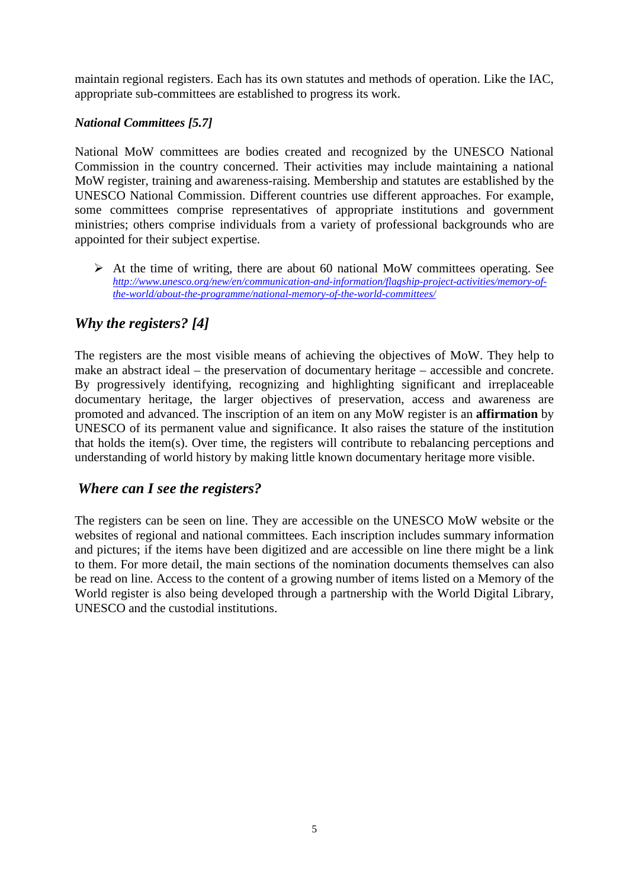maintain regional registers. Each has its own statutes and methods of operation. Like the IAC, appropriate sub-committees are established to progress its work.

***National Committees [5.7]***

National MoW committees are bodies created and recognized by the UNESCO National Commission in the country concerned. Their activities may include maintaining a national MoW register, training and awareness-raising. Membership and statutes are established by the UNESCO National Commission. Different countries use different approaches. For example, some committees comprise representatives of appropriate institutions and government ministries; others comprise individuals from a variety of professional backgrounds who are appointed for their subject expertise.

- At the time of writing, there are about 60 national MoW committees operating. See *http://www.unesco.org/new/en/communication-and-information/flagship-project-activities/memory-of-the-world/about-the-programme/national-memory-of-the-world-committees/*

## *Why the registers? [4]*

The registers are the most visible means of achieving the objectives of MoW. They help to make an abstract ideal – the preservation of documentary heritage – accessible and concrete. By progressively identifying, recognizing and highlighting significant and irreplaceable documentary heritage, the larger objectives of preservation, access and awareness are promoted and advanced. The inscription of an item on any MoW register is an **affirmation** by UNESCO of its permanent value and significance. It also raises the stature of the institution that holds the item(s). Over time, the registers will contribute to rebalancing perceptions and understanding of world history by making little known documentary heritage more visible.

## *Where can I see the registers?*

The registers can be seen on line. They are accessible on the UNESCO MoW website or the websites of regional and national committees. Each inscription includes summary information and pictures; if the items have been digitized and are accessible on line there might be a link to them. For more detail, the main sections of the nomination documents themselves can also be read on line. Access to the content of a growing number of items listed on a Memory of the World register is also being developed through a partnership with the World Digital Library, UNESCO and the custodial institutions.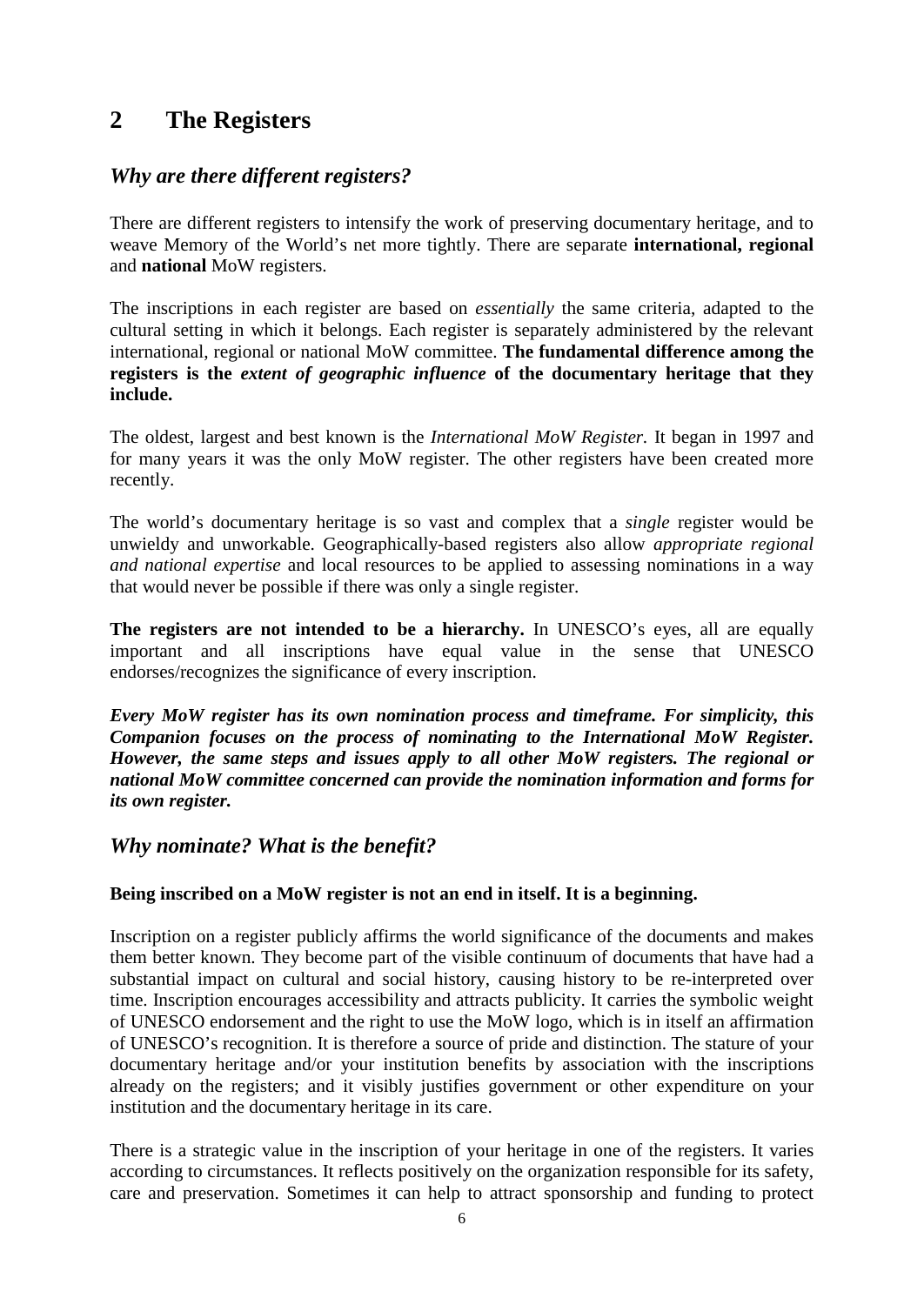## 2 The Registers

### *Why are there different registers?*

There are different registers to intensify the work of preserving documentary heritage, and to weave Memory of the World's net more tightly. There are separate **international, regional** and **national** MoW registers.

The inscriptions in each register are based on *essentially* the same criteria, adapted to the cultural setting in which it belongs. Each register is separately administered by the relevant international, regional or national MoW committee. **The fundamental difference among the registers is the *extent of geographic influence* of the documentary heritage that they include.**

The oldest, largest and best known is the *International MoW Register*. It began in 1997 and for many years it was the only MoW register. The other registers have been created more recently.

The world's documentary heritage is so vast and complex that a *single* register would be unwieldy and unworkable. Geographically-based registers also allow *appropriate regional and national expertise* and local resources to be applied to assessing nominations in a way that would never be possible if there was only a single register.

**The registers are not intended to be a hierarchy.** In UNESCO's eyes, all are equally important and all inscriptions have equal value in the sense that UNESCO endorses/recognizes the significance of every inscription.

***Every MoW register has its own nomination process and timeframe. For simplicity, this Companion focuses on the process of nominating to the International MoW Register. However, the same steps and issues apply to all other MoW registers. The regional or national MoW committee concerned can provide the nomination information and forms for its own register.***

### *Why nominate? What is the benefit?*

**Being inscribed on a MoW register is not an end in itself. It is a beginning.**

Inscription on a register publicly affirms the world significance of the documents and makes them better known. They become part of the visible continuum of documents that have had a substantial impact on cultural and social history, causing history to be re-interpreted over time. Inscription encourages accessibility and attracts publicity. It carries the symbolic weight of UNESCO endorsement and the right to use the MoW logo, which is in itself an affirmation of UNESCO's recognition. It is therefore a source of pride and distinction. The stature of your documentary heritage and/or your institution benefits by association with the inscriptions already on the registers; and it visibly justifies government or other expenditure on your institution and the documentary heritage in its care.

There is a strategic value in the inscription of your heritage in one of the registers. It varies according to circumstances. It reflects positively on the organization responsible for its safety, care and preservation. Sometimes it can help to attract sponsorship and funding to protect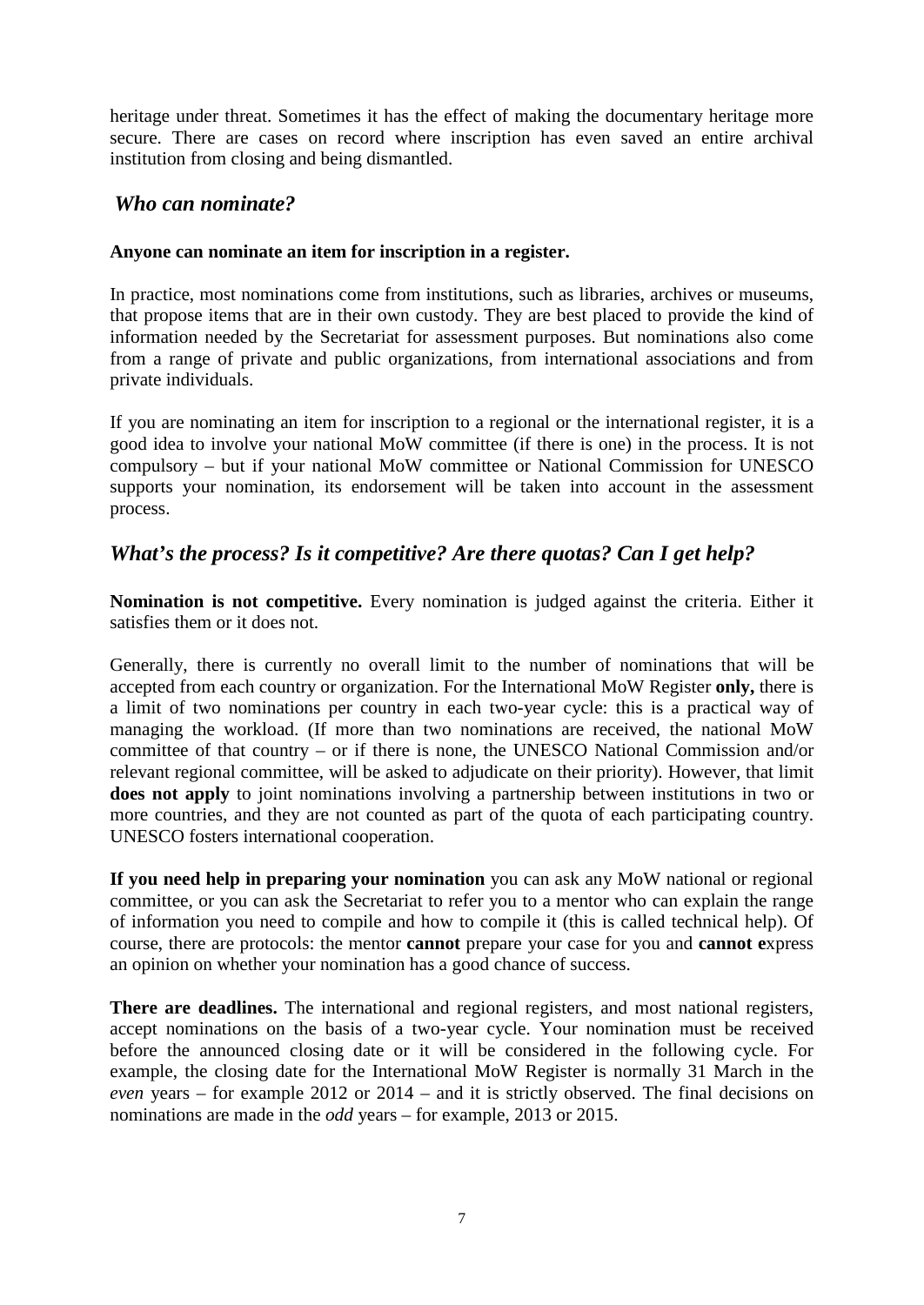heritage under threat. Sometimes it has the effect of making the documentary heritage more secure. There are cases on record where inscription has even saved an entire archival institution from closing and being dismantled.

## *Who can nominate?*

**Anyone can nominate an item for inscription in a register.**

In practice, most nominations come from institutions, such as libraries, archives or museums, that propose items that are in their own custody. They are best placed to provide the kind of information needed by the Secretariat for assessment purposes. But nominations also come from a range of private and public organizations, from international associations and from private individuals.

If you are nominating an item for inscription to a regional or the international register, it is a good idea to involve your national MoW committee (if there is one) in the process. It is not compulsory – but if your national MoW committee or National Commission for UNESCO supports your nomination, its endorsement will be taken into account in the assessment process.

## *What's the process? Is it competitive? Are there quotas? Can I get help?*

**Nomination is not competitive.** Every nomination is judged against the criteria. Either it satisfies them or it does not.

Generally, there is currently no overall limit to the number of nominations that will be accepted from each country or organization. For the International MoW Register **only,** there is a limit of two nominations per country in each two-year cycle: this is a practical way of managing the workload. (If more than two nominations are received, the national MoW committee of that country – or if there is none, the UNESCO National Commission and/or relevant regional committee, will be asked to adjudicate on their priority). However, that limit **does not apply** to joint nominations involving a partnership between institutions in two or more countries, and they are not counted as part of the quota of each participating country. UNESCO fosters international cooperation.

**If you need help in preparing your nomination** you can ask any MoW national or regional committee, or you can ask the Secretariat to refer you to a mentor who can explain the range of information you need to compile and how to compile it (this is called technical help). Of course, there are protocols: the mentor **cannot** prepare your case for you and **cannot e**xpress an opinion on whether your nomination has a good chance of success.

**There are deadlines.** The international and regional registers, and most national registers, accept nominations on the basis of a two-year cycle. Your nomination must be received before the announced closing date or it will be considered in the following cycle. For example, the closing date for the International MoW Register is normally 31 March in the *even* years – for example 2012 or 2014 – and it is strictly observed. The final decisions on nominations are made in the *odd* years – for example, 2013 or 2015.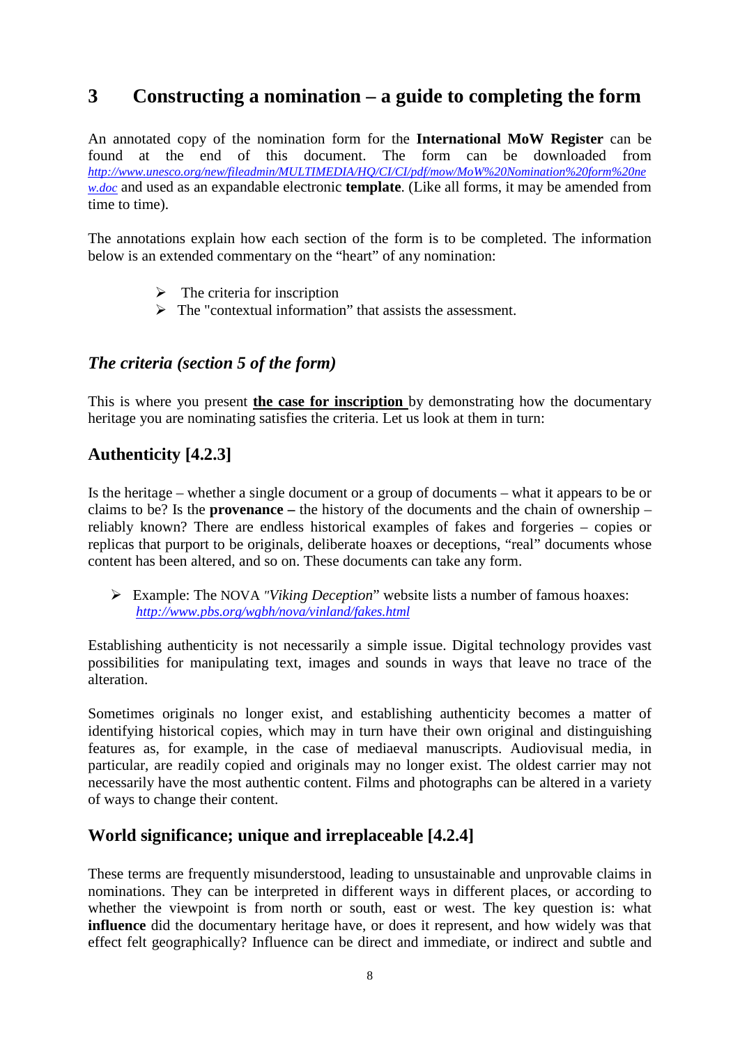# 3 Constructing a nomination – a guide to completing the form

An annotated copy of the nomination form for the **International MoW Register** can be found at the end of this document. The form can be downloaded from *http://www.unesco.org/new/fileadmin/MULTIMEDIA/HQ/CI/CI/pdf/mow/MoW%20Nomination%20form%20new.doc* and used as an expandable electronic **template**. (Like all forms, it may be amended from time to time).

The annotations explain how each section of the form is to be completed. The information below is an extended commentary on the "heart" of any nomination:

- The criteria for inscription
- The "contextual information" that assists the assessment.

## *The criteria (section 5 of the form)*

This is where you present **the case for inscription** by demonstrating how the documentary heritage you are nominating satisfies the criteria. Let us look at them in turn:

### Authenticity [4.2.3]

Is the heritage – whether a single document or a group of documents – what it appears to be or claims to be? Is the **provenance –** the history of the documents and the chain of ownership – reliably known? There are endless historical examples of fakes and forgeries – copies or replicas that purport to be originals, deliberate hoaxes or deceptions, "real" documents whose content has been altered, and so on. These documents can take any form.

- Example: The NOVA *"Viking Deception*" website lists a number of famous hoaxes: *http://www.pbs.org/wgbh/nova/vinland/fakes.html*

Establishing authenticity is not necessarily a simple issue. Digital technology provides vast possibilities for manipulating text, images and sounds in ways that leave no trace of the alteration.

Sometimes originals no longer exist, and establishing authenticity becomes a matter of identifying historical copies, which may in turn have their own original and distinguishing features as, for example, in the case of mediaeval manuscripts. Audiovisual media, in particular, are readily copied and originals may no longer exist. The oldest carrier may not necessarily have the most authentic content. Films and photographs can be altered in a variety of ways to change their content.

### World significance; unique and irreplaceable [4.2.4]

These terms are frequently misunderstood, leading to unsustainable and unprovable claims in nominations. They can be interpreted in different ways in different places, or according to whether the viewpoint is from north or south, east or west. The key question is: what **influence** did the documentary heritage have, or does it represent, and how widely was that effect felt geographically? Influence can be direct and immediate, or indirect and subtle and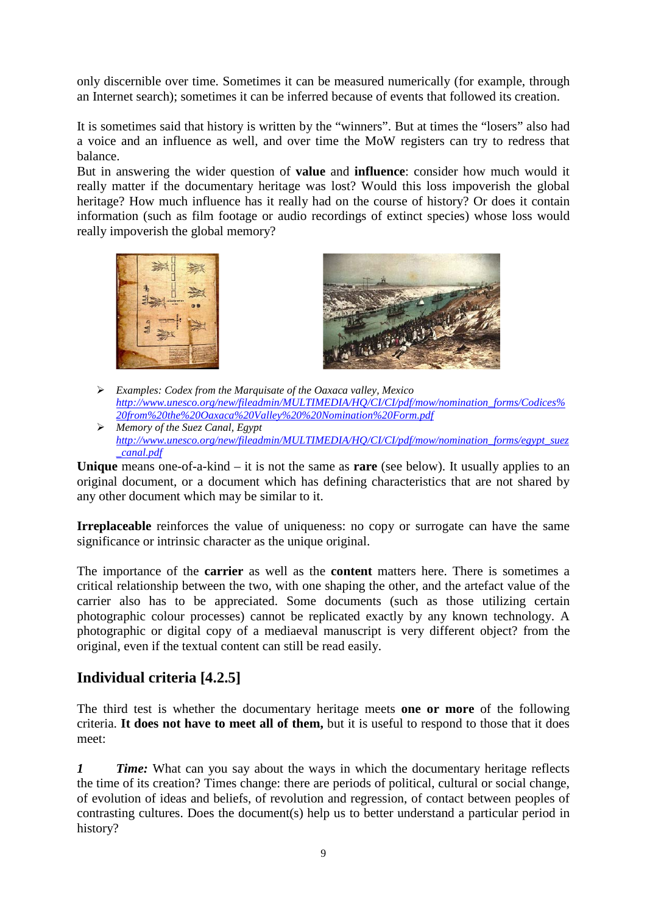only discernible over time. Sometimes it can be measured numerically (for example, through an Internet search); sometimes it can be inferred because of events that followed its creation.

It is sometimes said that history is written by the "winners". But at times the "losers" also had a voice and an influence as well, and over time the MoW registers can try to redress that balance.

But in answering the wider question of **value** and **influence**: consider how much would it really matter if the documentary heritage was lost? Would this loss impoverish the global heritage? How much influence has it really had on the course of history? Or does it contain information (such as film footage or audio recordings of extinct species) whose loss would really impoverish the global memory?

- *Examples: Codex from the Marquisate of the Oaxaca valley, Mexico*
  *http://www.unesco.org/new/fileadmin/MULTIMEDIA/HQ/CI/CI/pdf/mow/nomination_forms/Codices%20from%20the%20Oaxaca%20Valley%20%20Nomination%20Form.pdf*
- *Memory of the Suez Canal, Egypt*
  *http://www.unesco.org/new/fileadmin/MULTIMEDIA/HQ/CI/CI/pdf/mow/nomination_forms/egypt_suez_canal.pdf*

**Unique** means one-of-a-kind – it is not the same as **rare** (see below). It usually applies to an original document, or a document which has defining characteristics that are not shared by any other document which may be similar to it.

**Irreplaceable** reinforces the value of uniqueness: no copy or surrogate can have the same significance or intrinsic character as the unique original.

The importance of the **carrier** as well as the **content** matters here. There is sometimes a critical relationship between the two, with one shaping the other, and the artefact value of the carrier also has to be appreciated. Some documents (such as those utilizing certain photographic colour processes) cannot be replicated exactly by any known technology. A photographic or digital copy of a mediaeval manuscript is very different object? from the original, even if the textual content can still be read easily.

## Individual criteria [4.2.5]

The third test is whether the documentary heritage meets **one or more** of the following criteria. **It does not have to meet all of them,** but it is useful to respond to those that it does meet:

***1*** ***Time:*** What can you say about the ways in which the documentary heritage reflects the time of its creation? Times change: there are periods of political, cultural or social change, of evolution of ideas and beliefs, of revolution and regression, of contact between peoples of contrasting cultures. Does the document(s) help us to better understand a particular period in history?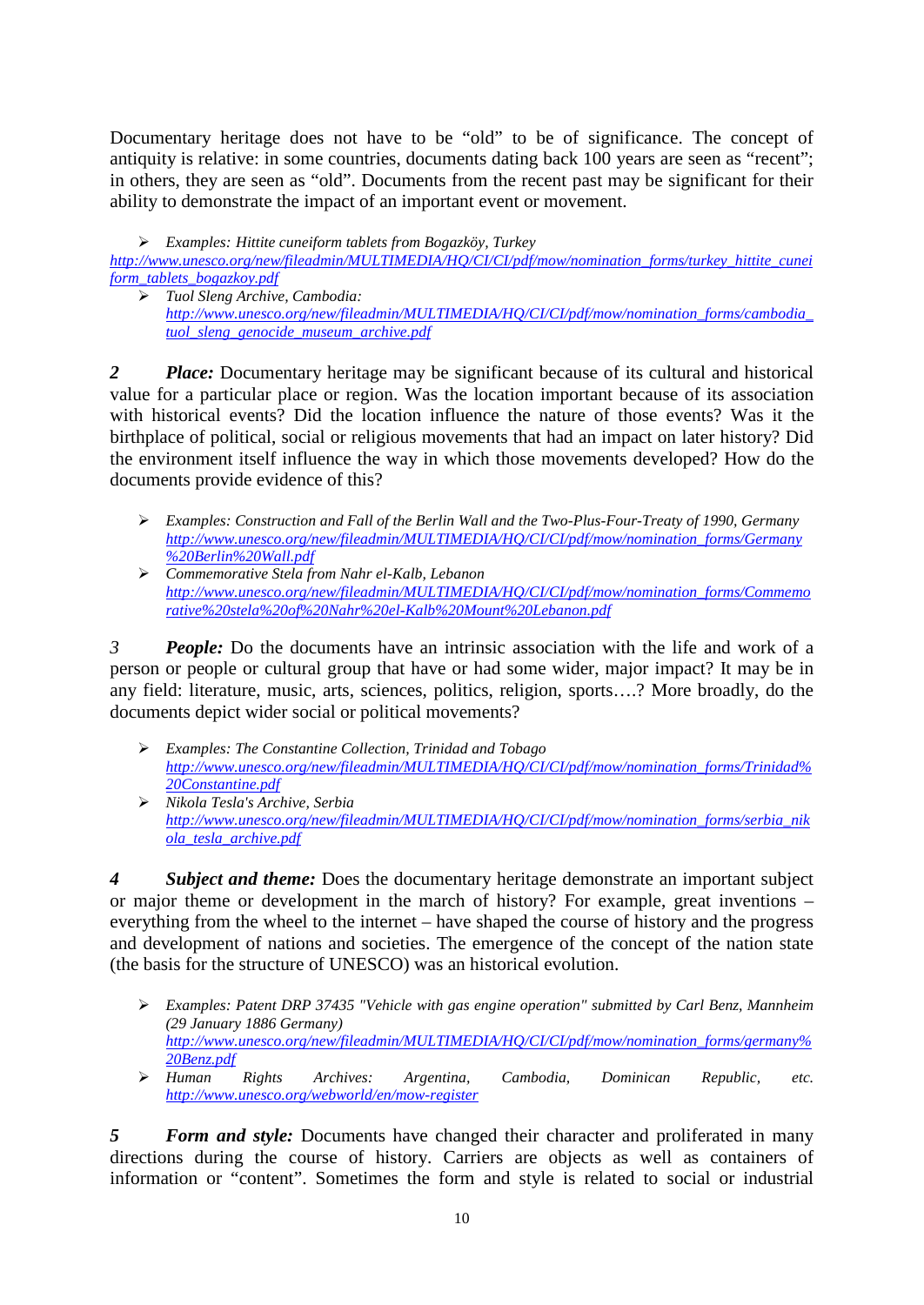Documentary heritage does not have to be "old" to be of significance. The concept of antiquity is relative: in some countries, documents dating back 100 years are seen as "recent"; in others, they are seen as "old". Documents from the recent past may be significant for their ability to demonstrate the impact of an important event or movement.

- *Examples: Hittite cuneiform tablets from Bogazköy, Turkey* http://www.unesco.org/new/fileadmin/MULTIMEDIA/HQ/CI/CI/pdf/mow/nomination_forms/turkey_hittite_cuneiform_tablets_bogazkoy.pdf
- *Tuol Sleng Archive, Cambodia:* http://www.unesco.org/new/fileadmin/MULTIMEDIA/HQ/CI/CI/pdf/mow/nomination_forms/cambodia_tuol_sleng_genocide_museum_archive.pdf

***2*** ***Place:*** Documentary heritage may be significant because of its cultural and historical value for a particular place or region. Was the location important because of its association with historical events? Did the location influence the nature of those events? Was it the birthplace of political, social or religious movements that had an impact on later history? Did the environment itself influence the way in which those movements developed? How do the documents provide evidence of this?

- *Examples: Construction and Fall of the Berlin Wall and the Two-Plus-Four-Treaty of 1990, Germany* http://www.unesco.org/new/fileadmin/MULTIMEDIA/HQ/CI/CI/pdf/mow/nomination_forms/Germany%20Berlin%20Wall.pdf
- *Commemorative Stela from Nahr el-Kalb, Lebanon* http://www.unesco.org/new/fileadmin/MULTIMEDIA/HQ/CI/CI/pdf/mow/nomination_forms/Commemorative%20stela%20of%20Nahr%20el-Kalb%20Mount%20Lebanon.pdf

*3* ***People:*** Do the documents have an intrinsic association with the life and work of a person or people or cultural group that have or had some wider, major impact? It may be in any field: literature, music, arts, sciences, politics, religion, sports….? More broadly, do the documents depict wider social or political movements?

- *Examples: The Constantine Collection, Trinidad and Tobago* http://www.unesco.org/new/fileadmin/MULTIMEDIA/HQ/CI/CI/pdf/mow/nomination_forms/Trinidad%20Constantine.pdf
- *Nikola Tesla's Archive, Serbia* http://www.unesco.org/new/fileadmin/MULTIMEDIA/HQ/CI/CI/pdf/mow/nomination_forms/serbia_nikola_tesla_archive.pdf

***4*** ***Subject and theme:*** Does the documentary heritage demonstrate an important subject or major theme or development in the march of history? For example, great inventions – everything from the wheel to the internet – have shaped the course of history and the progress and development of nations and societies. The emergence of the concept of the nation state (the basis for the structure of UNESCO) was an historical evolution.

- *Examples: Patent DRP 37435 "Vehicle with gas engine operation" submitted by Carl Benz, Mannheim (29 January 1886 Germany)* http://www.unesco.org/new/fileadmin/MULTIMEDIA/HQ/CI/CI/pdf/mow/nomination_forms/germany%20Benz.pdf
- *Human Rights Archives: Argentina, Cambodia, Dominican Republic, etc.* http://www.unesco.org/webworld/en/mow-register

***5*** ***Form and style:*** Documents have changed their character and proliferated in many directions during the course of history. Carriers are objects as well as containers of information or "content". Sometimes the form and style is related to social or industrial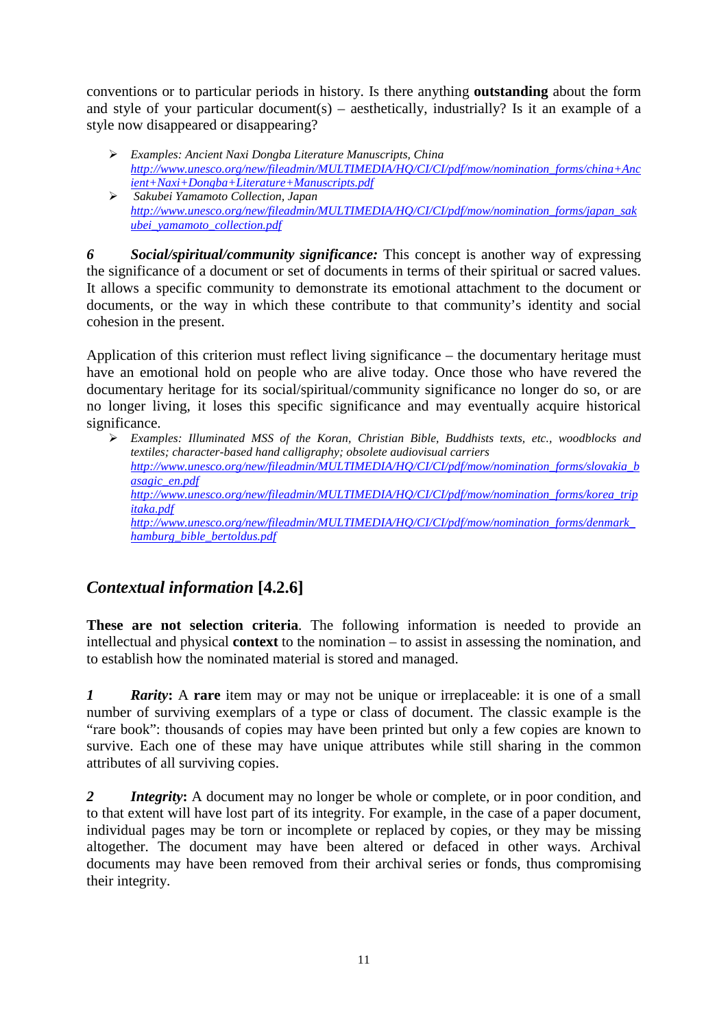conventions or to particular periods in history. Is there anything **outstanding** about the form and style of your particular document(s) – aesthetically, industrially? Is it an example of a style now disappeared or disappearing?

- *Examples: Ancient Naxi Dongba Literature Manuscripts, China* *http://www.unesco.org/new/fileadmin/MULTIMEDIA/HQ/CI/CI/pdf/mow/nomination_forms/china+Ancient+Naxi+Dongba+Literature+Manuscripts.pdf*
- *Sakubei Yamamoto Collection, Japan* *http://www.unesco.org/new/fileadmin/MULTIMEDIA/HQ/CI/CI/pdf/mow/nomination_forms/japan_sakubei_yamamoto_collection.pdf*

***6 Social/spiritual/community significance:*** This concept is another way of expressing the significance of a document or set of documents in terms of their spiritual or sacred values. It allows a specific community to demonstrate its emotional attachment to the document or documents, or the way in which these contribute to that community's identity and social cohesion in the present.

Application of this criterion must reflect living significance – the documentary heritage must have an emotional hold on people who are alive today. Once those who have revered the documentary heritage for its social/spiritual/community significance no longer do so, or are no longer living, it loses this specific significance and may eventually acquire historical significance.

- *Examples: Illuminated MSS of the Koran, Christian Bible, Buddhists texts, etc., woodblocks and textiles; character-based hand calligraphy; obsolete audiovisual carriers* *http://www.unesco.org/new/fileadmin/MULTIMEDIA/HQ/CI/CI/pdf/mow/nomination_forms/slovakia_basagic_en.pdf* *http://www.unesco.org/new/fileadmin/MULTIMEDIA/HQ/CI/CI/pdf/mow/nomination_forms/korea_tripitaka.pdf* *http://www.unesco.org/new/fileadmin/MULTIMEDIA/HQ/CI/CI/pdf/mow/nomination_forms/denmark_hamburg_bible_bertoldus.pdf*

## *Contextual information* [4.2.6]

**These are not selection criteria**. The following information is needed to provide an intellectual and physical **context** to the nomination – to assist in assessing the nomination, and to establish how the nominated material is stored and managed.

***1 Rarity*:** A **rare** item may or may not be unique or irreplaceable: it is one of a small number of surviving exemplars of a type or class of document. The classic example is the "rare book": thousands of copies may have been printed but only a few copies are known to survive. Each one of these may have unique attributes while still sharing in the common attributes of all surviving copies.

***2 Integrity*:** A document may no longer be whole or complete, or in poor condition, and to that extent will have lost part of its integrity. For example, in the case of a paper document, individual pages may be torn or incomplete or replaced by copies, or they may be missing altogether. The document may have been altered or defaced in other ways. Archival documents may have been removed from their archival series or fonds, thus compromising their integrity.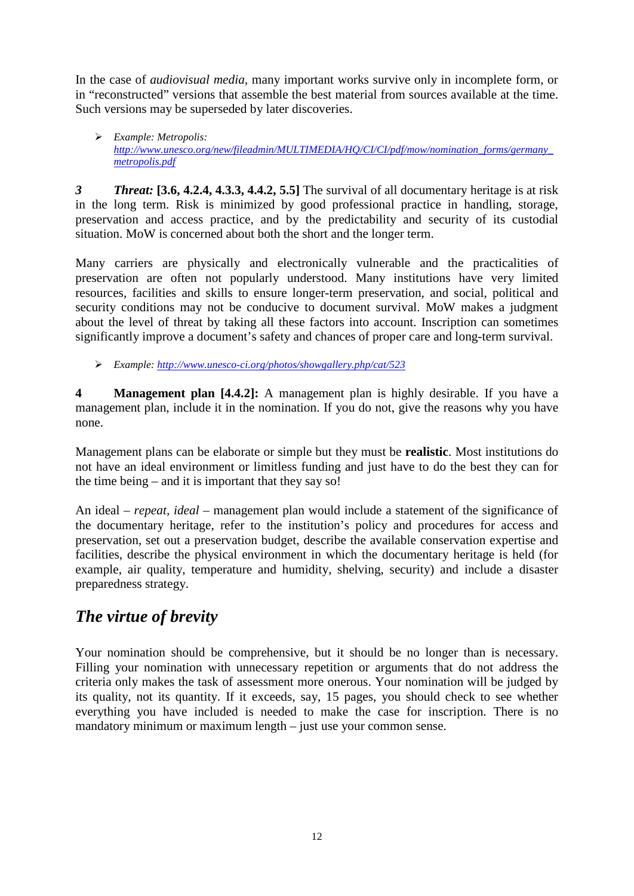In the case of *audiovisual media,* many important works survive only in incomplete form, or in "reconstructed" versions that assemble the best material from sources available at the time. Such versions may be superseded by later discoveries.

- *Example: Metropolis: [http://www.unesco.org/new/fileadmin/MULTIMEDIA/HQ/CI/CI/pdf/mow/nomination_forms/germany_metropolis.pdf](http://www.unesco.org/new/fileadmin/MULTIMEDIA/HQ/CI/CI/pdf/mow/nomination_forms/germany_metropolis.pdf)*

***3*** ***Threat:*** **[3.6, 4.2.4, 4.3.3, 4.4.2, 5.5]** The survival of all documentary heritage is at risk in the long term. Risk is minimized by good professional practice in handling, storage, preservation and access practice, and by the predictability and security of its custodial situation. MoW is concerned about both the short and the longer term.

Many carriers are physically and electronically vulnerable and the practicalities of preservation are often not popularly understood. Many institutions have very limited resources, facilities and skills to ensure longer-term preservation, and social, political and security conditions may not be conducive to document survival. MoW makes a judgment about the level of threat by taking all these factors into account. Inscription can sometimes significantly improve a document's safety and chances of proper care and long-term survival.

- *Example: [http://www.unesco-ci.org/photos/showgallery.php/cat/523](http://www.unesco-ci.org/photos/showgallery.php/cat/523)*

**4** **Management plan [4.4.2]:** A management plan is highly desirable. If you have a management plan, include it in the nomination. If you do not, give the reasons why you have none.

Management plans can be elaborate or simple but they must be **realistic**. Most institutions do not have an ideal environment or limitless funding and just have to do the best they can for the time being – and it is important that they say so!

An ideal – *repeat, ideal* – management plan would include a statement of the significance of the documentary heritage, refer to the institution's policy and procedures for access and preservation, set out a preservation budget, describe the available conservation expertise and facilities, describe the physical environment in which the documentary heritage is held (for example, air quality, temperature and humidity, shelving, security) and include a disaster preparedness strategy.

## *The virtue of brevity*

Your nomination should be comprehensive, but it should be no longer than is necessary. Filling your nomination with unnecessary repetition or arguments that do not address the criteria only makes the task of assessment more onerous. Your nomination will be judged by its quality, not its quantity. If it exceeds, say, 15 pages, you should check to see whether everything you have included is needed to make the case for inscription. There is no mandatory minimum or maximum length – just use your common sense.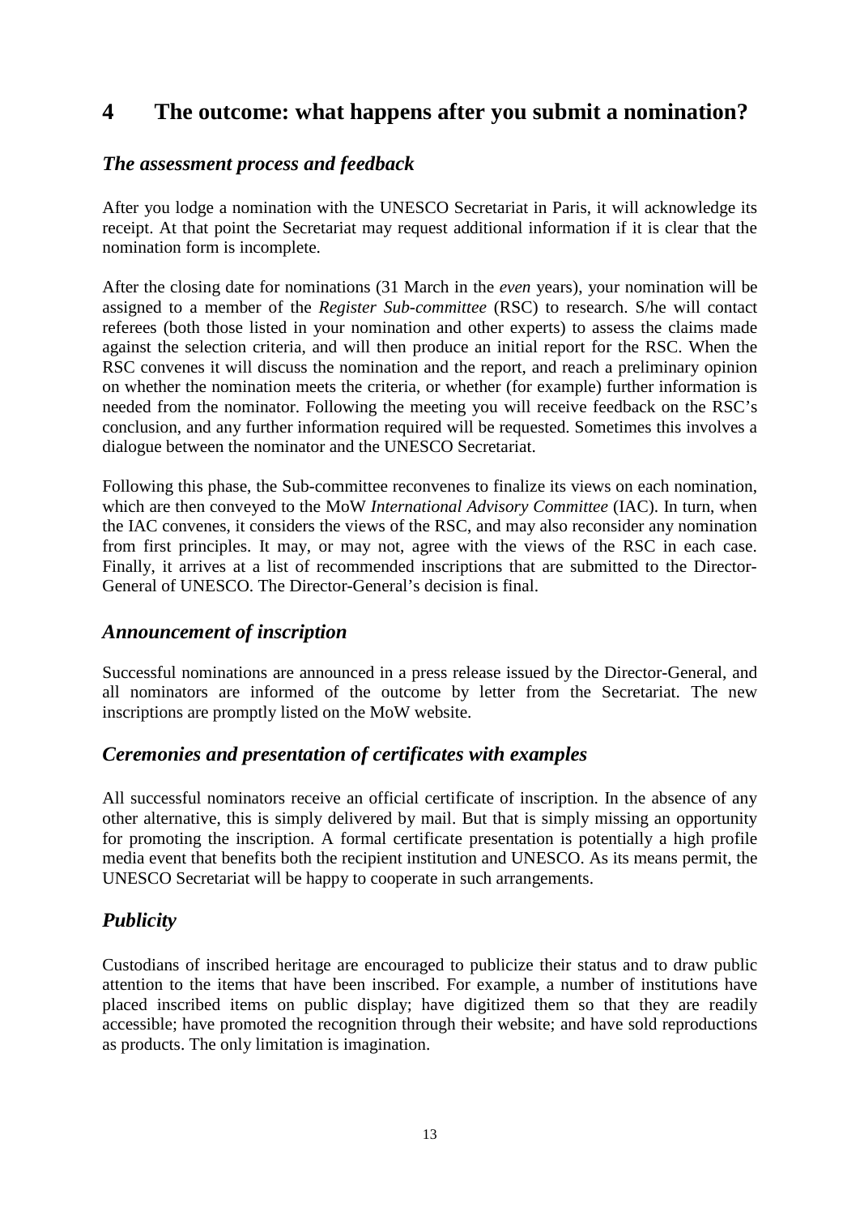# 4 The outcome: what happens after you submit a nomination?

## *The assessment process and feedback*

After you lodge a nomination with the UNESCO Secretariat in Paris, it will acknowledge its receipt. At that point the Secretariat may request additional information if it is clear that the nomination form is incomplete.

After the closing date for nominations (31 March in the *even* years), your nomination will be assigned to a member of the *Register Sub-committee* (RSC) to research. S/he will contact referees (both those listed in your nomination and other experts) to assess the claims made against the selection criteria, and will then produce an initial report for the RSC. When the RSC convenes it will discuss the nomination and the report, and reach a preliminary opinion on whether the nomination meets the criteria, or whether (for example) further information is needed from the nominator. Following the meeting you will receive feedback on the RSC's conclusion, and any further information required will be requested. Sometimes this involves a dialogue between the nominator and the UNESCO Secretariat.

Following this phase, the Sub-committee reconvenes to finalize its views on each nomination, which are then conveyed to the MoW *International Advisory Committee* (IAC). In turn, when the IAC convenes, it considers the views of the RSC, and may also reconsider any nomination from first principles. It may, or may not, agree with the views of the RSC in each case. Finally, it arrives at a list of recommended inscriptions that are submitted to the Director-General of UNESCO. The Director-General's decision is final.

## *Announcement of inscription*

Successful nominations are announced in a press release issued by the Director-General, and all nominators are informed of the outcome by letter from the Secretariat. The new inscriptions are promptly listed on the MoW website.

## *Ceremonies and presentation of certificates with examples*

All successful nominators receive an official certificate of inscription. In the absence of any other alternative, this is simply delivered by mail. But that is simply missing an opportunity for promoting the inscription. A formal certificate presentation is potentially a high profile media event that benefits both the recipient institution and UNESCO. As its means permit, the UNESCO Secretariat will be happy to cooperate in such arrangements.

## *Publicity*

Custodians of inscribed heritage are encouraged to publicize their status and to draw public attention to the items that have been inscribed. For example, a number of institutions have placed inscribed items on public display; have digitized them so that they are readily accessible; have promoted the recognition through their website; and have sold reproductions as products. The only limitation is imagination.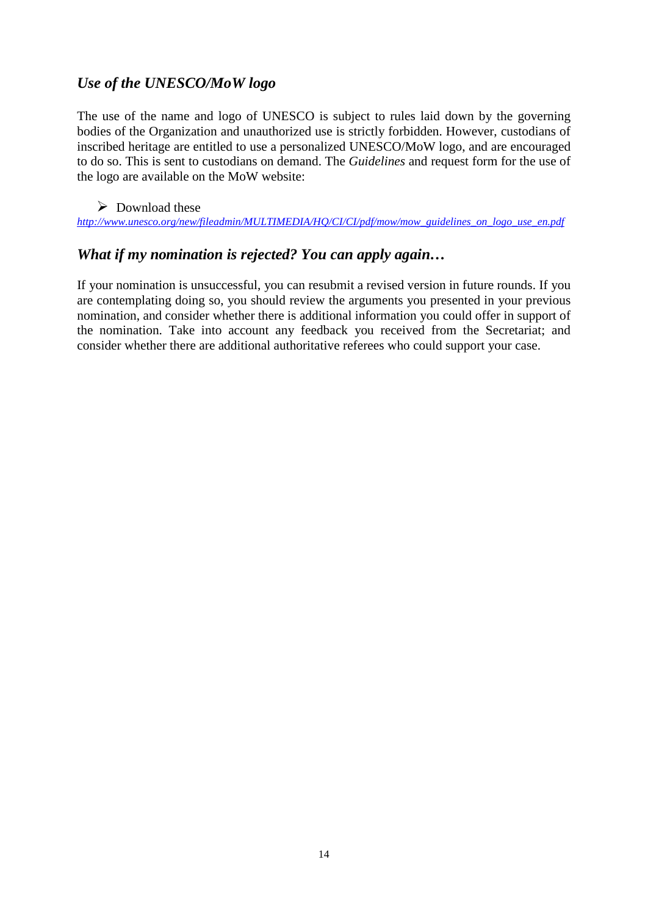### *Use of the UNESCO/MoW logo*

The use of the name and logo of UNESCO is subject to rules laid down by the governing bodies of the Organization and unauthorized use is strictly forbidden. However, custodians of inscribed heritage are entitled to use a personalized UNESCO/MoW logo, and are encouraged to do so. This is sent to custodians on demand. The *Guidelines* and request form for the use of the logo are available on the MoW website:

- Download these

*http://www.unesco.org/new/fileadmin/MULTIMEDIA/HQ/CI/CI/pdf/mow/mow_guidelines_on_logo_use_en.pdf*

### *What if my nomination is rejected? You can apply again…*

If your nomination is unsuccessful, you can resubmit a revised version in future rounds. If you are contemplating doing so, you should review the arguments you presented in your previous nomination, and consider whether there is additional information you could offer in support of the nomination. Take into account any feedback you received from the Secretariat; and consider whether there are additional authoritative referees who could support your case.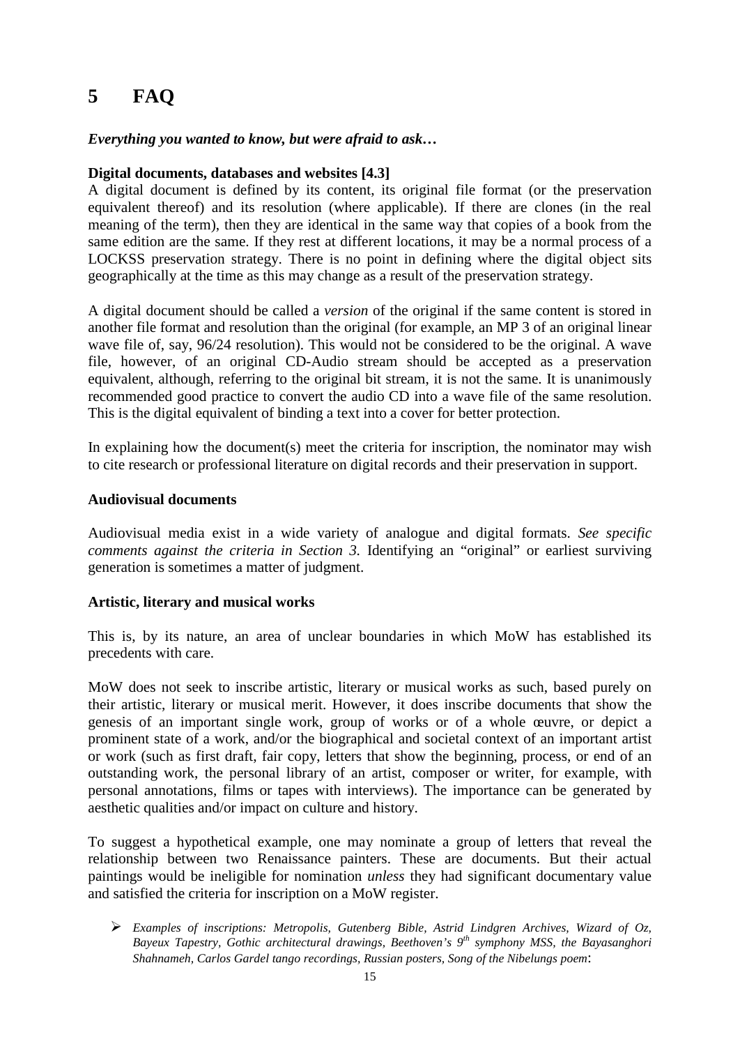# 5 FAQ

***Everything you wanted to know, but were afraid to ask…***

**Digital documents, databases and websites [4.3]**

A digital document is defined by its content, its original file format (or the preservation equivalent thereof) and its resolution (where applicable). If there are clones (in the real meaning of the term), then they are identical in the same way that copies of a book from the same edition are the same. If they rest at different locations, it may be a normal process of a LOCKSS preservation strategy. There is no point in defining where the digital object sits geographically at the time as this may change as a result of the preservation strategy.

A digital document should be called a *version* of the original if the same content is stored in another file format and resolution than the original (for example, an MP 3 of an original linear wave file of, say, 96/24 resolution). This would not be considered to be the original. A wave file, however, of an original CD-Audio stream should be accepted as a preservation equivalent, although, referring to the original bit stream, it is not the same. It is unanimously recommended good practice to convert the audio CD into a wave file of the same resolution. This is the digital equivalent of binding a text into a cover for better protection.

In explaining how the document(s) meet the criteria for inscription, the nominator may wish to cite research or professional literature on digital records and their preservation in support.

**Audiovisual documents**

Audiovisual media exist in a wide variety of analogue and digital formats. *See specific comments against the criteria in Section 3.* Identifying an "original" or earliest surviving generation is sometimes a matter of judgment.

**Artistic, literary and musical works**

This is, by its nature, an area of unclear boundaries in which MoW has established its precedents with care.

MoW does not seek to inscribe artistic, literary or musical works as such, based purely on their artistic, literary or musical merit. However, it does inscribe documents that show the genesis of an important single work, group of works or of a whole œuvre, or depict a prominent state of a work, and/or the biographical and societal context of an important artist or work (such as first draft, fair copy, letters that show the beginning, process, or end of an outstanding work, the personal library of an artist, composer or writer, for example, with personal annotations, films or tapes with interviews). The importance can be generated by aesthetic qualities and/or impact on culture and history.

To suggest a hypothetical example, one may nominate a group of letters that reveal the relationship between two Renaissance painters. These are documents. But their actual paintings would be ineligible for nomination *unless* they had significant documentary value and satisfied the criteria for inscription on a MoW register.

- *Examples of inscriptions: Metropolis, Gutenberg Bible, Astrid Lindgren Archives, Wizard of Oz, Bayeux Tapestry, Gothic architectural drawings, Beethoven's 9th symphony MSS, the Bayasanghori Shahnameh, Carlos Gardel tango recordings, Russian posters, Song of the Nibelungs poem*: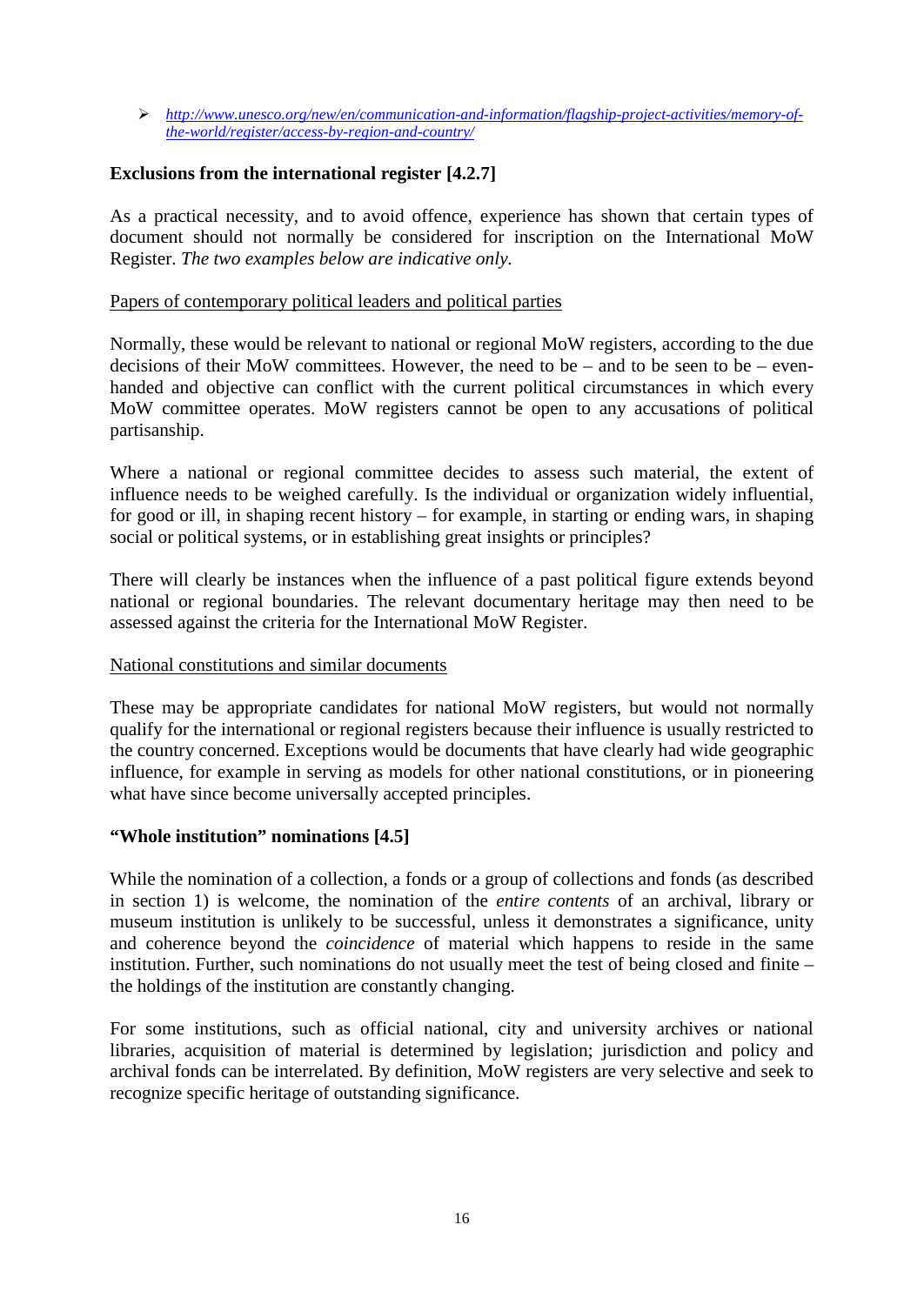- *http://www.unesco.org/new/en/communication-and-information/flagship-project-activities/memory-of-the-world/register/access-by-region-and-country/*

**Exclusions from the international register [4.2.7]**

As a practical necessity, and to avoid offence, experience has shown that certain types of document should not normally be considered for inscription on the International MoW Register. *The two examples below are indicative only*.

Papers of contemporary political leaders and political parties

Normally, these would be relevant to national or regional MoW registers, according to the due decisions of their MoW committees. However, the need to be – and to be seen to be – even-handed and objective can conflict with the current political circumstances in which every MoW committee operates. MoW registers cannot be open to any accusations of political partisanship.

Where a national or regional committee decides to assess such material, the extent of influence needs to be weighed carefully. Is the individual or organization widely influential, for good or ill, in shaping recent history – for example, in starting or ending wars, in shaping social or political systems, or in establishing great insights or principles?

There will clearly be instances when the influence of a past political figure extends beyond national or regional boundaries. The relevant documentary heritage may then need to be assessed against the criteria for the International MoW Register.

National constitutions and similar documents

These may be appropriate candidates for national MoW registers, but would not normally qualify for the international or regional registers because their influence is usually restricted to the country concerned. Exceptions would be documents that have clearly had wide geographic influence, for example in serving as models for other national constitutions, or in pioneering what have since become universally accepted principles.

**"Whole institution" nominations [4.5]**

While the nomination of a collection, a fonds or a group of collections and fonds (as described in section 1) is welcome, the nomination of the *entire contents* of an archival, library or museum institution is unlikely to be successful, unless it demonstrates a significance, unity and coherence beyond the *coincidence* of material which happens to reside in the same institution. Further, such nominations do not usually meet the test of being closed and finite – the holdings of the institution are constantly changing.

For some institutions, such as official national, city and university archives or national libraries, acquisition of material is determined by legislation; jurisdiction and policy and archival fonds can be interrelated. By definition, MoW registers are very selective and seek to recognize specific heritage of outstanding significance.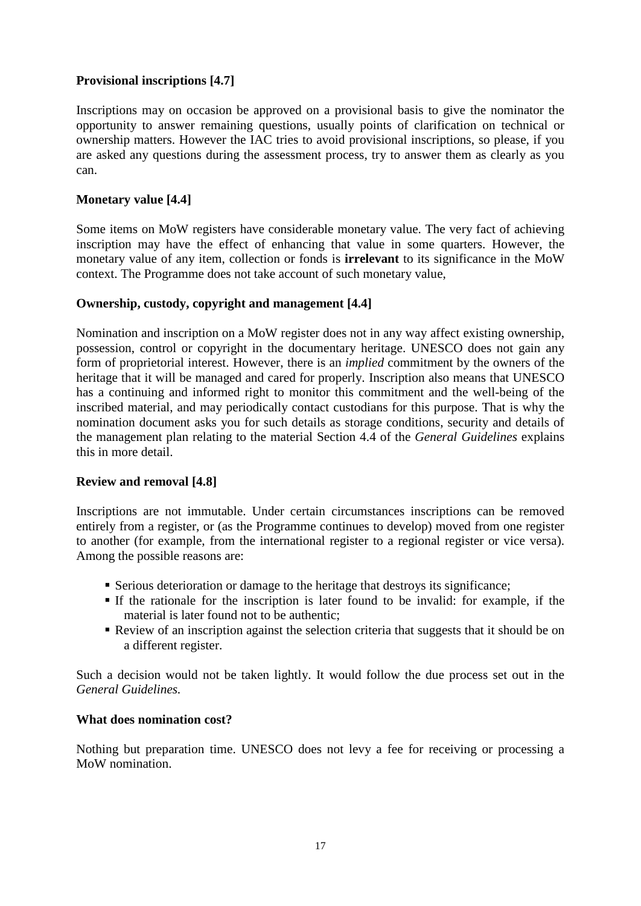**Provisional inscriptions [4.7]**

Inscriptions may on occasion be approved on a provisional basis to give the nominator the opportunity to answer remaining questions, usually points of clarification on technical or ownership matters. However the IAC tries to avoid provisional inscriptions, so please, if you are asked any questions during the assessment process, try to answer them as clearly as you can.

**Monetary value [4.4]**

Some items on MoW registers have considerable monetary value. The very fact of achieving inscription may have the effect of enhancing that value in some quarters. However, the monetary value of any item, collection or fonds is **irrelevant** to its significance in the MoW context. The Programme does not take account of such monetary value,

**Ownership, custody, copyright and management [4.4]**

Nomination and inscription on a MoW register does not in any way affect existing ownership, possession, control or copyright in the documentary heritage. UNESCO does not gain any form of proprietorial interest. However, there is an *implied* commitment by the owners of the heritage that it will be managed and cared for properly. Inscription also means that UNESCO has a continuing and informed right to monitor this commitment and the well-being of the inscribed material, and may periodically contact custodians for this purpose. That is why the nomination document asks you for such details as storage conditions, security and details of the management plan relating to the material Section 4.4 of the *General Guidelines* explains this in more detail.

**Review and removal [4.8]**

Inscriptions are not immutable. Under certain circumstances inscriptions can be removed entirely from a register, or (as the Programme continues to develop) moved from one register to another (for example, from the international register to a regional register or vice versa). Among the possible reasons are:

- Serious deterioration or damage to the heritage that destroys its significance;
- If the rationale for the inscription is later found to be invalid: for example, if the material is later found not to be authentic;
- Review of an inscription against the selection criteria that suggests that it should be on a different register.

Such a decision would not be taken lightly. It would follow the due process set out in the *General Guidelines.*

**What does nomination cost?**

Nothing but preparation time. UNESCO does not levy a fee for receiving or processing a MoW nomination.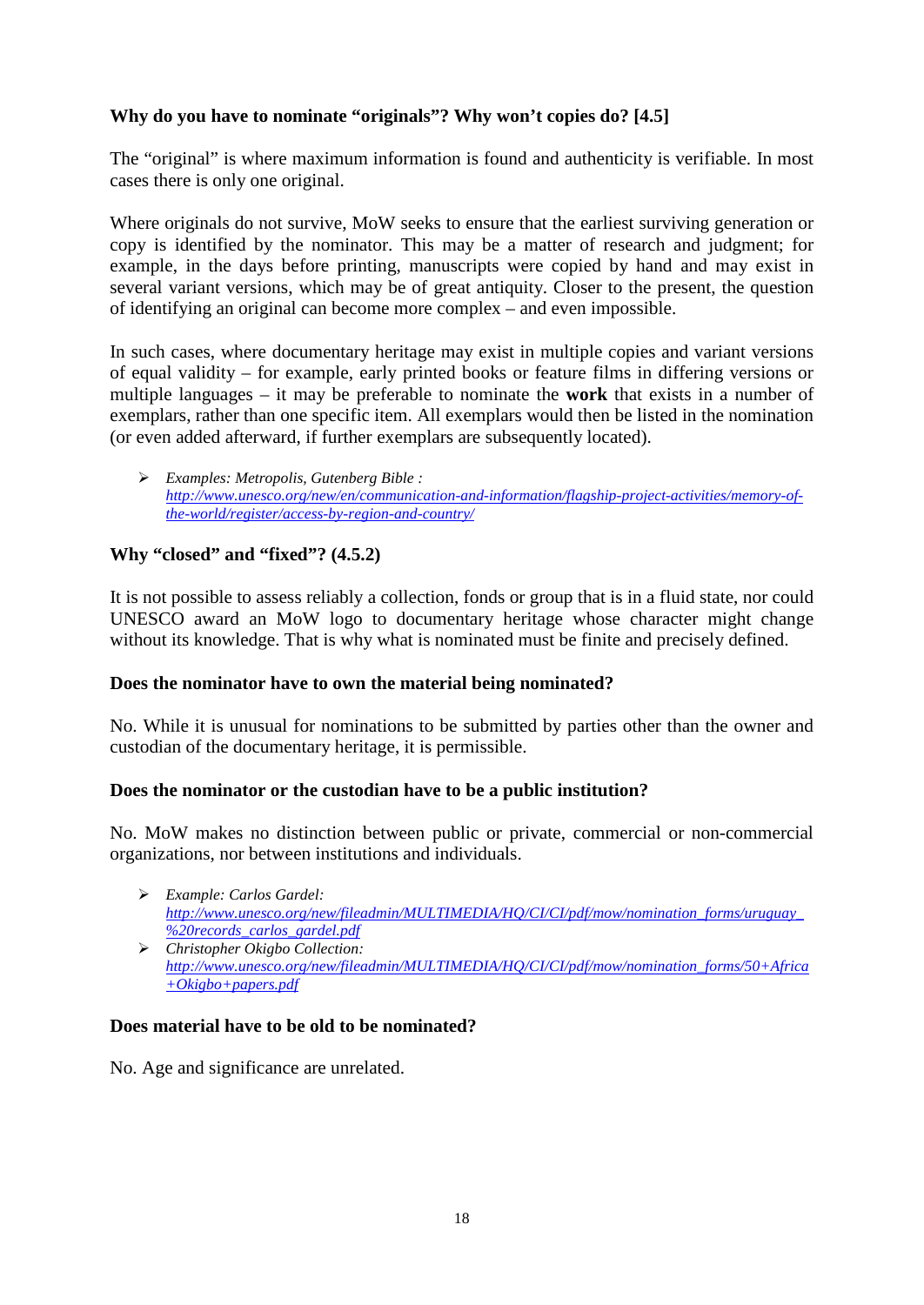### Why do you have to nominate "originals"? Why won't copies do? [4.5]

The "original" is where maximum information is found and authenticity is verifiable. In most cases there is only one original.

Where originals do not survive, MoW seeks to ensure that the earliest surviving generation or copy is identified by the nominator. This may be a matter of research and judgment; for example, in the days before printing, manuscripts were copied by hand and may exist in several variant versions, which may be of great antiquity. Closer to the present, the question of identifying an original can become more complex – and even impossible.

In such cases, where documentary heritage may exist in multiple copies and variant versions of equal validity – for example, early printed books or feature films in differing versions or multiple languages – it may be preferable to nominate the **work** that exists in a number of exemplars, rather than one specific item. All exemplars would then be listed in the nomination (or even added afterward, if further exemplars are subsequently located).

- *Examples: Metropolis, Gutenberg Bible :* http://www.unesco.org/new/en/communication-and-information/flagship-project-activities/memory-of-the-world/register/access-by-region-and-country/

### Why "closed" and "fixed"? (4.5.2)

It is not possible to assess reliably a collection, fonds or group that is in a fluid state, nor could UNESCO award an MoW logo to documentary heritage whose character might change without its knowledge. That is why what is nominated must be finite and precisely defined.

### Does the nominator have to own the material being nominated?

No. While it is unusual for nominations to be submitted by parties other than the owner and custodian of the documentary heritage, it is permissible.

### Does the nominator or the custodian have to be a public institution?

No. MoW makes no distinction between public or private, commercial or non-commercial organizations, nor between institutions and individuals.

- *Example: Carlos Gardel:* http://www.unesco.org/new/fileadmin/MULTIMEDIA/HQ/CI/CI/pdf/mow/nomination_forms/uruguay_%20records_carlos_gardel.pdf
- *Christopher Okigbo Collection:* http://www.unesco.org/new/fileadmin/MULTIMEDIA/HQ/CI/CI/pdf/mow/nomination_forms/50+Africa+Okigbo+papers.pdf

### Does material have to be old to be nominated?

No. Age and significance are unrelated.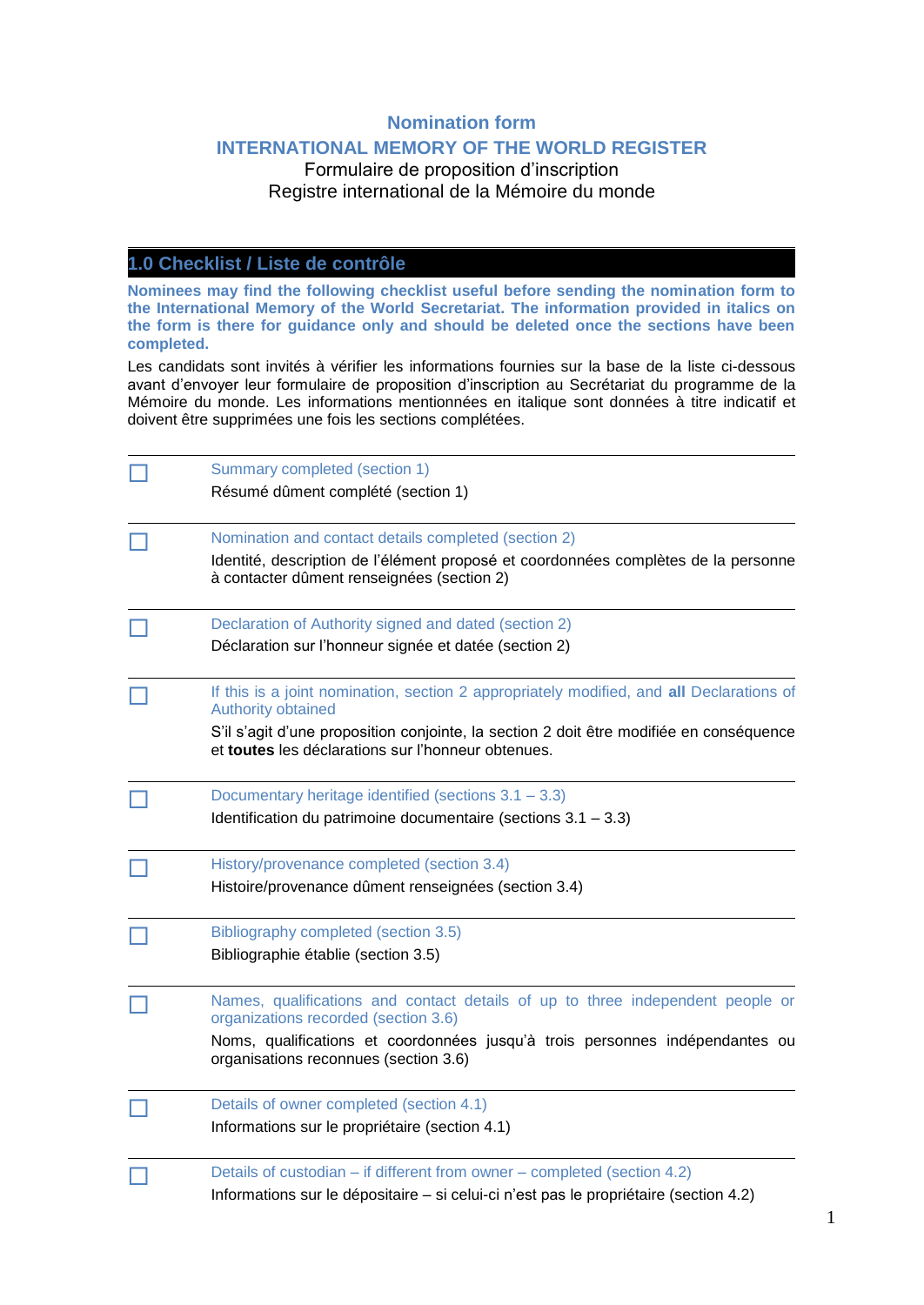# Nomination form

# INTERNATIONAL MEMORY OF THE WORLD REGISTER

Formulaire de proposition d'inscription

Registre international de la Mémoire du monde

## 1.0 Checklist / Liste de contrôle

**Nominees may find the following checklist useful before sending the nomination form to the International Memory of the World Secretariat. The information provided in italics on the form is there for guidance only and should be deleted once the sections have been completed.**

Les candidats sont invités à vérifier les informations fournies sur la base de la liste ci-dessous avant d'envoyer leur formulaire de proposition d'inscription au Secrétariat du programme de la Mémoire du monde. Les informations mentionnées en italique sont données à titre indicatif et doivent être supprimées une fois les sections complétées.

- ☐ Summary completed (section 1)
  Résumé dûment complété (section 1)

- ☐ Nomination and contact details completed (section 2)
  Identité, description de l'élément proposé et coordonnées complètes de la personne à contacter dûment renseignées (section 2)

- ☐ Declaration of Authority signed and dated (section 2)
  Déclaration sur l'honneur signée et datée (section 2)

- ☐ If this is a joint nomination, section 2 appropriately modified, and **all** Declarations of Authority obtained
  S'il s'agit d'une proposition conjointe, la section 2 doit être modifiée en conséquence et **toutes** les déclarations sur l'honneur obtenues.

- ☐ Documentary heritage identified (sections 3.1 – 3.3)
  Identification du patrimoine documentaire (sections 3.1 – 3.3)

- ☐ History/provenance completed (section 3.4)
  Histoire/provenance dûment renseignées (section 3.4)

- ☐ Bibliography completed (section 3.5)
  Bibliographie établie (section 3.5)

- ☐ Names, qualifications and contact details of up to three independent people or organizations recorded (section 3.6)
  Noms, qualifications et coordonnées jusqu'à trois personnes indépendantes ou organisations reconnues (section 3.6)

- ☐ Details of owner completed (section 4.1)
  Informations sur le propriétaire (section 4.1)

- ☐ Details of custodian – if different from owner – completed (section 4.2)
  Informations sur le dépositaire – si celui-ci n'est pas le propriétaire (section 4.2)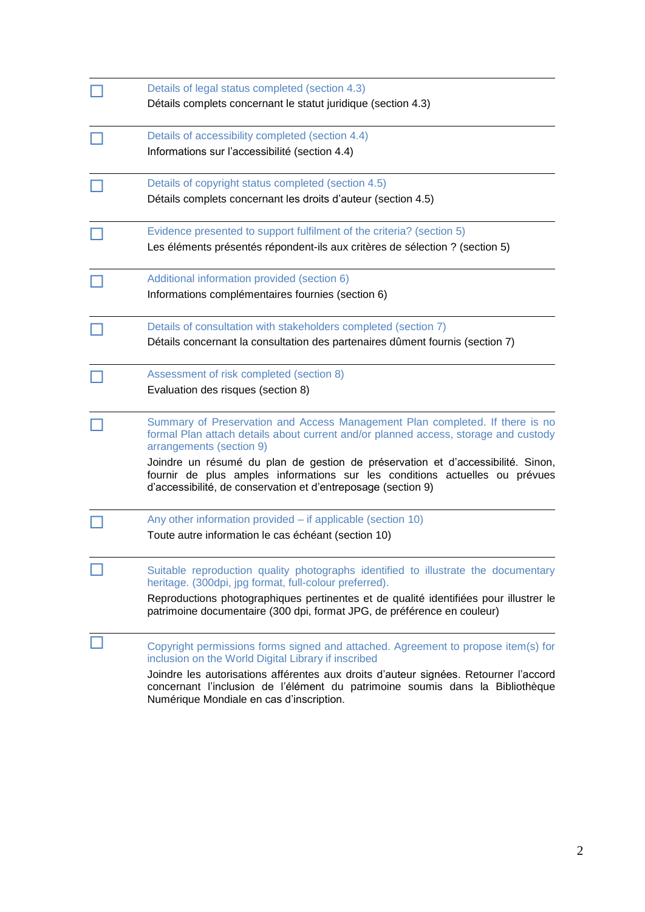- ☐ Details of legal status completed (section 4.3)
  Détails complets concernant le statut juridique (section 4.3)

- ☐ Details of accessibility completed (section 4.4)
  Informations sur l'accessibilité (section 4.4)

- ☐ Details of copyright status completed (section 4.5)
  Détails complets concernant les droits d'auteur (section 4.5)

- ☐ Evidence presented to support fulfilment of the criteria? (section 5)
  Les éléments présentés répondent-ils aux critères de sélection ? (section 5)

- ☐ Additional information provided (section 6)
  Informations complémentaires fournies (section 6)

- ☐ Details of consultation with stakeholders completed (section 7)
  Détails concernant la consultation des partenaires dûment fournis (section 7)

- ☐ Assessment of risk completed (section 8)
  Evaluation des risques (section 8)

- ☐ Summary of Preservation and Access Management Plan completed. If there is no formal Plan attach details about current and/or planned access, storage and custody arrangements (section 9)
  Joindre un résumé du plan de gestion de préservation et d'accessibilité. Sinon, fournir de plus amples informations sur les conditions actuelles ou prévues d'accessibilité, de conservation et d'entreposage (section 9)

- ☐ Any other information provided – if applicable (section 10)
  Toute autre information le cas échéant (section 10)

- ☐ Suitable reproduction quality photographs identified to illustrate the documentary heritage. (300dpi, jpg format, full-colour preferred).
  Reproductions photographiques pertinentes et de qualité identifiées pour illustrer le patrimoine documentaire (300 dpi, format JPG, de préférence en couleur)

- ☐ Copyright permissions forms signed and attached. Agreement to propose item(s) for inclusion on the World Digital Library if inscribed
  Joindre les autorisations afférentes aux droits d'auteur signées. Retourner l'accord concernant l'inclusion de l'élément du patrimoine soumis dans la Bibliothèque Numérique Mondiale en cas d'inscription.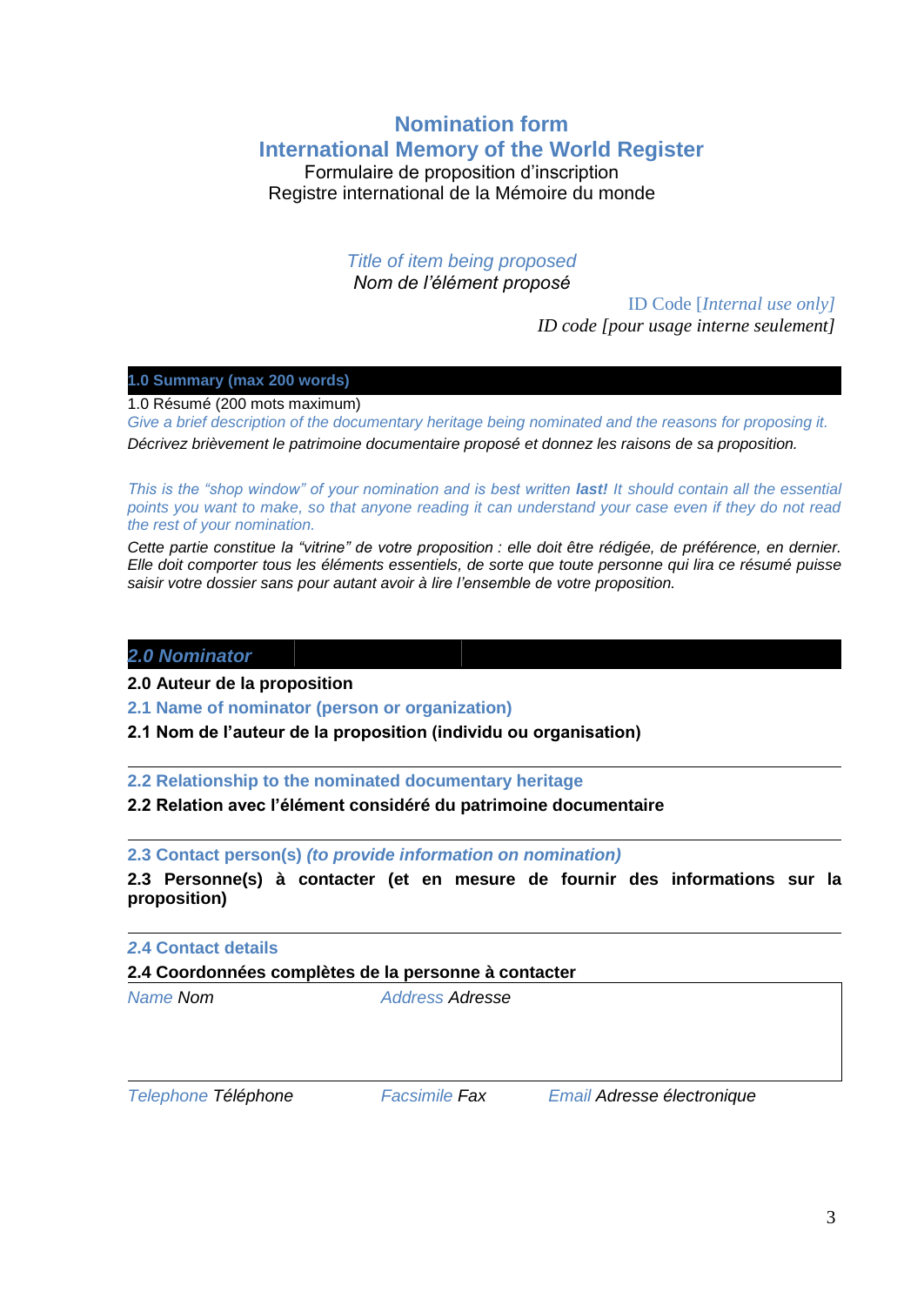# Nomination form
# International Memory of the World Register

Formulaire de proposition d'inscription
Registre international de la Mémoire du monde

*Title of item being proposed*
*Nom de l'élément proposé*

ID Code [*Internal use only]*
*ID code [pour usage interne seulement]*

## 1.0 Summary (max 200 words)

1.0 Résumé (200 mots maximum)

*Give a brief description of the documentary heritage being nominated and the reasons for proposing it.*

*Décrivez brièvement le patrimoine documentaire proposé et donnez les raisons de sa proposition.*

*This is the "shop window" of your nomination and is best written* ***last!*** *It should contain all the essential points you want to make, so that anyone reading it can understand your case even if they do not read the rest of your nomination.*

*Cette partie constitue la "vitrine" de votre proposition : elle doit être rédigée, de préférence, en dernier. Elle doit comporter tous les éléments essentiels, de sorte que toute personne qui lira ce résumé puisse saisir votre dossier sans pour autant avoir à lire l'ensemble de votre proposition.*

## *2.0 Nominator*

**2.0 Auteur de la proposition**

**2.1 Name of nominator (person or organization)**

**2.1 Nom de l'auteur de la proposition (individu ou organisation)**

**2.2 Relationship to the nominated documentary heritage**

**2.2 Relation avec l'élément considéré du patrimoine documentaire**

**2.3 Contact person(s)** ***(to provide information on nomination)***

**2.3 Personne(s) à contacter (et en mesure de fournir des informations sur la proposition)**

***2.4 Contact details***

**2.4 Coordonnées complètes de la personne à contacter**

| *Name Nom* | *Address Adresse* | |
|---|---|---|
| *Telephone Téléphone* | *Facsimile Fax* | *Email Adresse électronique* |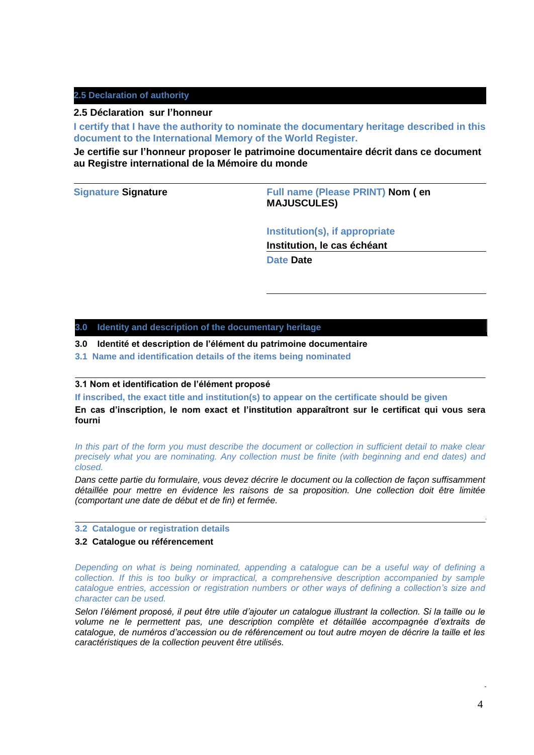## 2.5 Declaration of authority

**2.5 Déclaration sur l'honneur**

**I certify that I have the authority to nominate the documentary heritage described in this document to the International Memory of the World Register.**

**Je certifie sur l'honneur proposer le patrimoine documentaire décrit dans ce document au Registre international de la Mémoire du monde**

| **Signature Signature** | **Full name (Please PRINT) Nom ( en MAJUSCULES)** |
|---|---|
| | **Institution(s), if appropriate** |
| | **Institution, le cas échéant** |
| | **Date Date** |

## 3.0 Identity and description of the documentary heritage

**3.0 Identité et description de l'élément du patrimoine documentaire**

**3.1 Name and identification details of the items being nominated**

**3.1 Nom et identification de l'élément proposé**

**If inscribed, the exact title and institution(s) to appear on the certificate should be given**

**En cas d'inscription, le nom exact et l'institution apparaîtront sur le certificat qui vous sera fourni**

*In this part of the form you must describe the document or collection in sufficient detail to make clear precisely what you are nominating. Any collection must be finite (with beginning and end dates) and closed.*

*Dans cette partie du formulaire, vous devez décrire le document ou la collection de façon suffisamment détaillée pour mettre en évidence les raisons de sa proposition. Une collection doit être limitée (comportant une date de début et de fin) et fermée.*

**3.2 Catalogue or registration details**

**3.2 Catalogue ou référencement**

*Depending on what is being nominated, appending a catalogue can be a useful way of defining a collection. If this is too bulky or impractical, a comprehensive description accompanied by sample catalogue entries, accession or registration numbers or other ways of defining a collection's size and character can be used.*

*Selon l'élément proposé, il peut être utile d'ajouter un catalogue illustrant la collection. Si la taille ou le volume ne le permettent pas, une description complète et détaillée accompagnée d'extraits de catalogue, de numéros d'accession ou de référencement ou tout autre moyen de décrire la taille et les caractéristiques de la collection peuvent être utilisés.*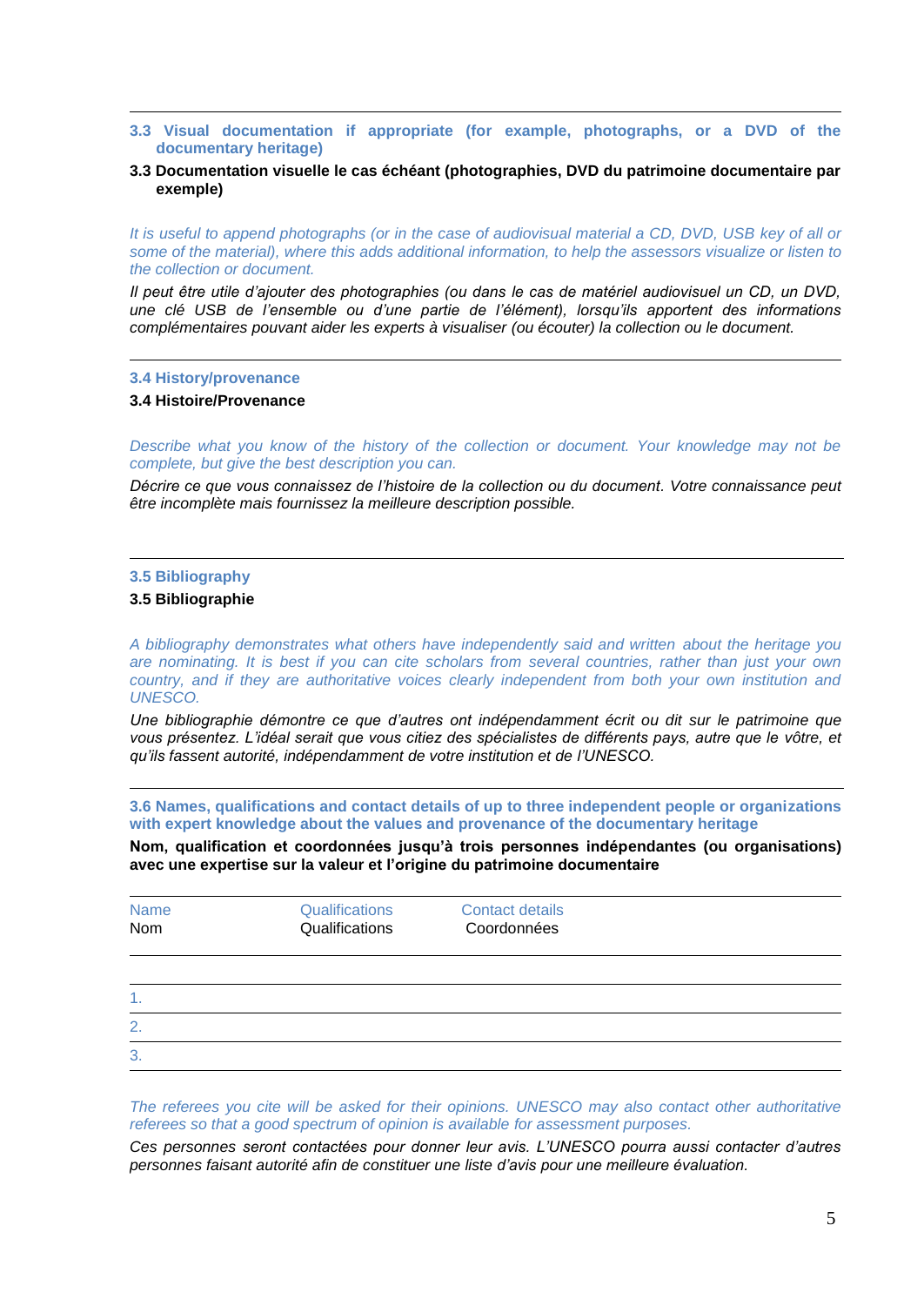---

### 3.3 Visual documentation if appropriate (for example, photographs, or a DVD of the documentary heritage)

### 3.3 Documentation visuelle le cas échéant (photographies, DVD du patrimoine documentaire par exemple)

*It is useful to append photographs (or in the case of audiovisual material a CD, DVD, USB key of all or some of the material), where this adds additional information, to help the assessors visualize or listen to the collection or document.*

*Il peut être utile d'ajouter des photographies (ou dans le cas de matériel audiovisuel un CD, un DVD, une clé USB de l'ensemble ou d'une partie de l'élément), lorsqu'ils apportent des informations complémentaires pouvant aider les experts à visualiser (ou écouter) la collection ou le document.*

---

### 3.4 History/provenance

### 3.4 Histoire/Provenance

*Describe what you know of the history of the collection or document. Your knowledge may not be complete, but give the best description you can.*

*Décrire ce que vous connaissez de l'histoire de la collection ou du document. Votre connaissance peut être incomplète mais fournissez la meilleure description possible.*

---

### 3.5 Bibliography

### 3.5 Bibliographie

*A bibliography demonstrates what others have independently said and written about the heritage you are nominating. It is best if you can cite scholars from several countries, rather than just your own country, and if they are authoritative voices clearly independent from both your own institution and UNESCO.*

*Une bibliographie démontre ce que d'autres ont indépendamment écrit ou dit sur le patrimoine que vous présentez. L'idéal serait que vous citiez des spécialistes de différents pays, autre que le vôtre, et qu'ils fassent autorité, indépendamment de votre institution et de l'UNESCO.*

---

### 3.6 Names, qualifications and contact details of up to three independent people or organizations with expert knowledge about the values and provenance of the documentary heritage

**Nom, qualification et coordonnées jusqu'à trois personnes indépendantes (ou organisations) avec une expertise sur la valeur et l'origine du patrimoine documentaire**

| Name<br>Nom | Qualifications<br>Qualifications | Contact details<br>Coordonnées |
|---|---|---|
| | | |
| 1. | | |
| 2. | | |
| 3. | | |

*The referees you cite will be asked for their opinions. UNESCO may also contact other authoritative referees so that a good spectrum of opinion is available for assessment purposes.*

*Ces personnes seront contactées pour donner leur avis. L'UNESCO pourra aussi contacter d'autres personnes faisant autorité afin de constituer une liste d'avis pour une meilleure évaluation.*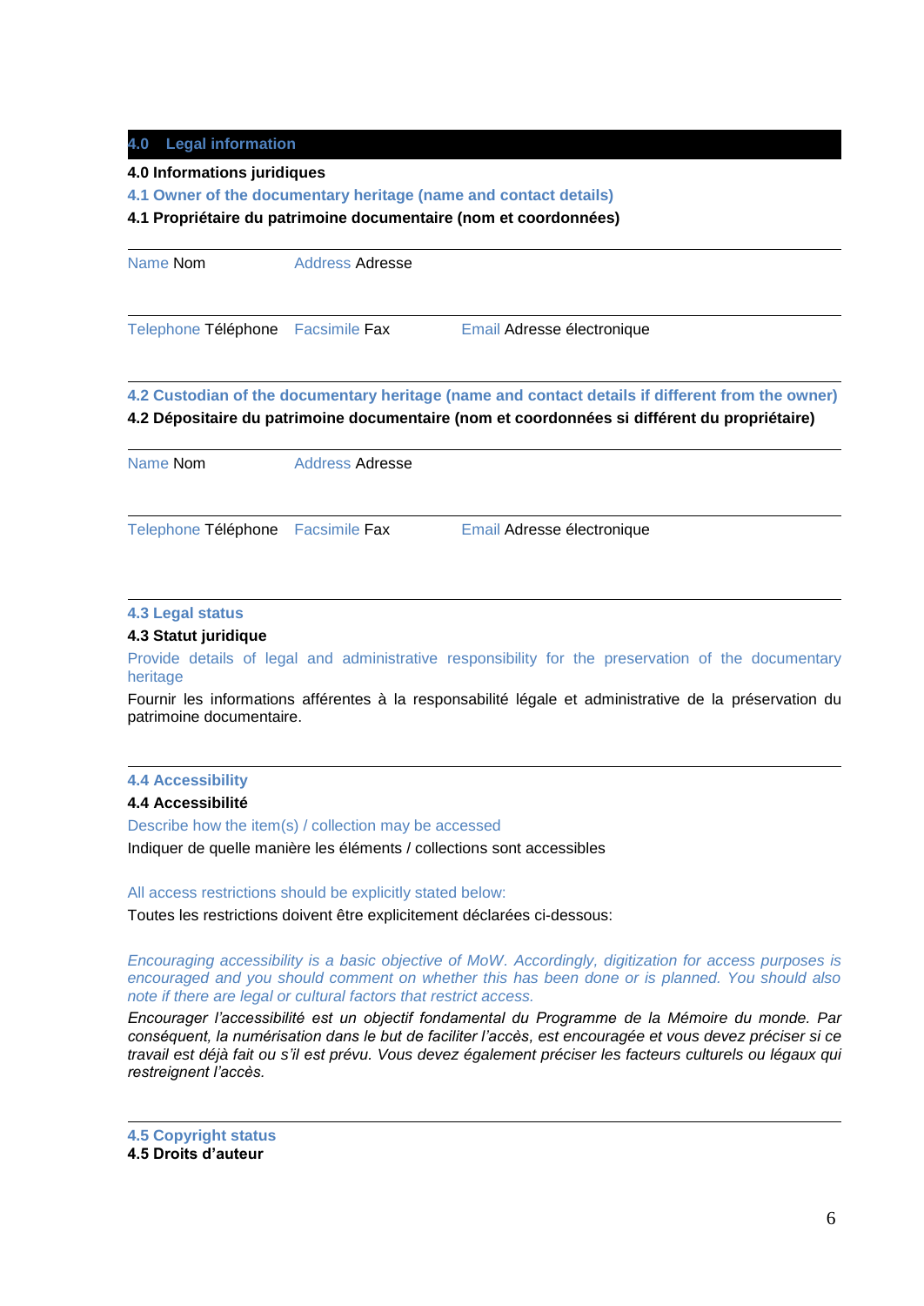## 4.0 Legal information

**4.0 Informations juridiques**

**4.1 Owner of the documentary heritage (name and contact details)**

**4.1 Propriétaire du patrimoine documentaire (nom et coordonnées)**

| Name Nom | Address Adresse | |
|---|---|---|
| Telephone Téléphone | Facsimile Fax | Email Adresse électronique |

**4.2 Custodian of the documentary heritage (name and contact details if different from the owner)**

**4.2 Dépositaire du patrimoine documentaire (nom et coordonnées si différent du propriétaire)**

| Name Nom | Address Adresse | |
|---|---|---|
| Telephone Téléphone | Facsimile Fax | Email Adresse électronique |

**4.3 Legal status**

**4.3 Statut juridique**

Provide details of legal and administrative responsibility for the preservation of the documentary heritage

Fournir les informations afférentes à la responsabilité légale et administrative de la préservation du patrimoine documentaire.

**4.4 Accessibility**

**4.4 Accessibilité**

Describe how the item(s) / collection may be accessed

Indiquer de quelle manière les éléments / collections sont accessibles

All access restrictions should be explicitly stated below:

Toutes les restrictions doivent être explicitement déclarées ci-dessous:

*Encouraging accessibility is a basic objective of MoW. Accordingly, digitization for access purposes is encouraged and you should comment on whether this has been done or is planned. You should also note if there are legal or cultural factors that restrict access.*

*Encourager l'accessibilité est un objectif fondamental du Programme de la Mémoire du monde. Par conséquent, la numérisation dans le but de faciliter l'accès, est encouragée et vous devez préciser si ce travail est déjà fait ou s'il est prévu. Vous devez également préciser les facteurs culturels ou légaux qui restreignent l'accès.*

**4.5 Copyright status**

**4.5 Droits d'auteur**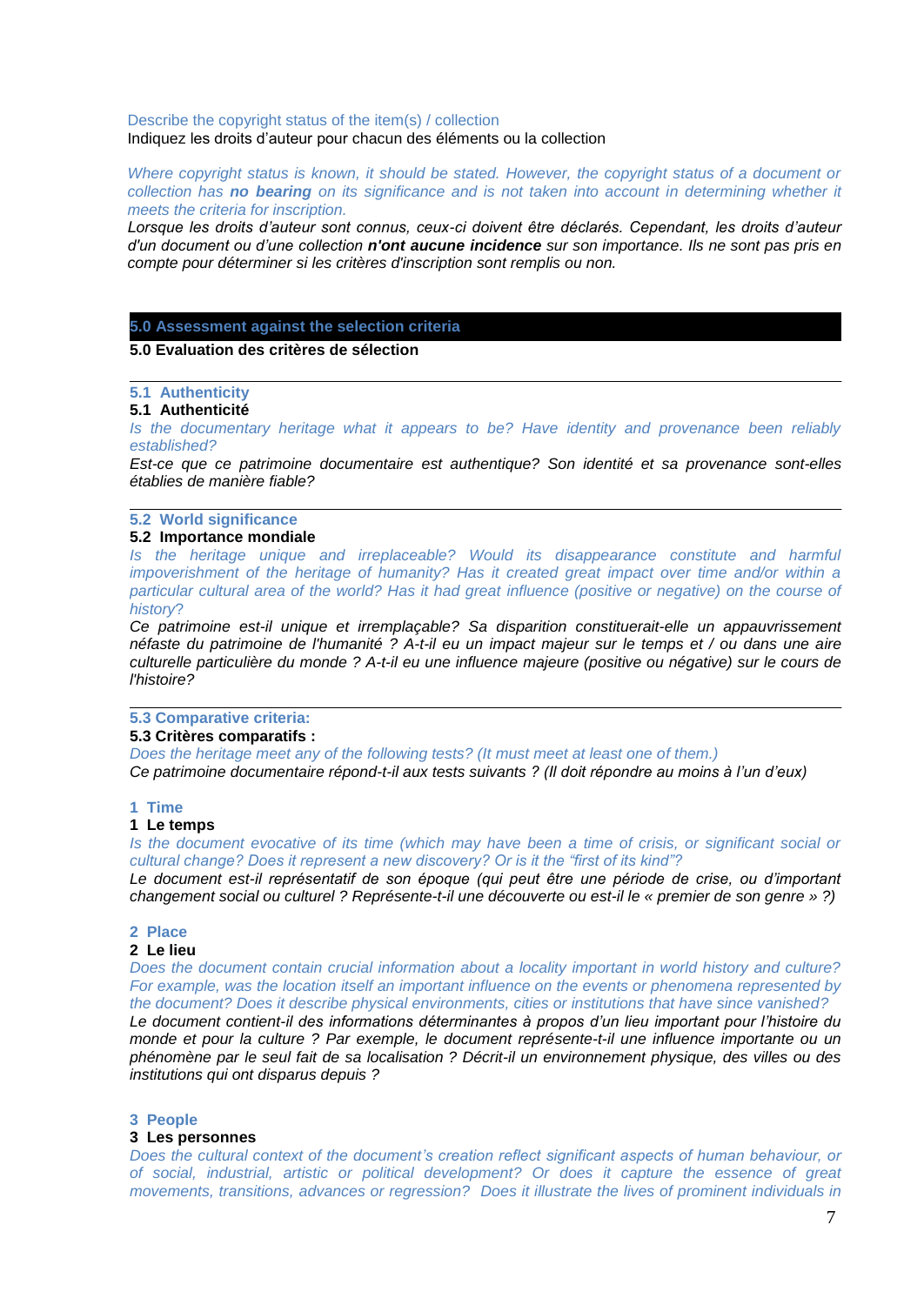Describe the copyright status of the item(s) / collection

Indiquez les droits d'auteur pour chacun des éléments ou la collection

*Where copyright status is known, it should be stated. However, the copyright status of a document or collection has **no bearing** on its significance and is not taken into account in determining whether it meets the criteria for inscription.*

*Lorsque les droits d'auteur sont connus, ceux-ci doivent être déclarés. Cependant, les droits d'auteur d'un document ou d'une collection **n'ont aucune incidence** sur son importance. Ils ne sont pas pris en compte pour déterminer si les critères d'inscription sont remplis ou non.*

## 5.0 Assessment against the selection criteria

## 5.0 Evaluation des critères de sélection

### 5.1 Authenticity

### 5.1 Authenticité

*Is the documentary heritage what it appears to be? Have identity and provenance been reliably established?*

*Est-ce que ce patrimoine documentaire est authentique? Son identité et sa provenance sont-elles établies de manière fiable?*

### 5.2 World significance

### 5.2 Importance mondiale

*Is the heritage unique and irreplaceable? Would its disappearance constitute and harmful impoverishment of the heritage of humanity? Has it created great impact over time and/or within a particular cultural area of the world? Has it had great influence (positive or negative) on the course of history?*

*Ce patrimoine est-il unique et irremplaçable? Sa disparition constituerait-elle un appauvrissement néfaste du patrimoine de l'humanité ? A-t-il eu un impact majeur sur le temps et / ou dans une aire culturelle particulière du monde ? A-t-il eu une influence majeure (positive ou négative) sur le cours de l'histoire?*

### 5.3 Comparative criteria:

### 5.3 Critères comparatifs :

*Does the heritage meet any of the following tests? (It must meet at least one of them.)*

*Ce patrimoine documentaire répond-t-il aux tests suivants ? (Il doit répondre au moins à l'un d'eux)*

#### 1 Time

#### 1 Le temps

*Is the document evocative of its time (which may have been a time of crisis, or significant social or cultural change? Does it represent a new discovery? Or is it the "first of its kind"?*

*Le document est-il représentatif de son époque (qui peut être une période de crise, ou d'important changement social ou culturel ? Représente-t-il une découverte ou est-il le « premier de son genre » ?)*

#### 2 Place

#### 2 Le lieu

*Does the document contain crucial information about a locality important in world history and culture? For example, was the location itself an important influence on the events or phenomena represented by the document? Does it describe physical environments, cities or institutions that have since vanished?*

*Le document contient-il des informations déterminantes à propos d'un lieu important pour l'histoire du monde et pour la culture ? Par exemple, le document représente-t-il une influence importante ou un phénomène par le seul fait de sa localisation ? Décrit-il un environnement physique, des villes ou des institutions qui ont disparus depuis ?*

#### 3 People

#### 3 Les personnes

*Does the cultural context of the document's creation reflect significant aspects of human behaviour, or of social, industrial, artistic or political development? Or does it capture the essence of great movements, transitions, advances or regression? Does it illustrate the lives of prominent individuals in*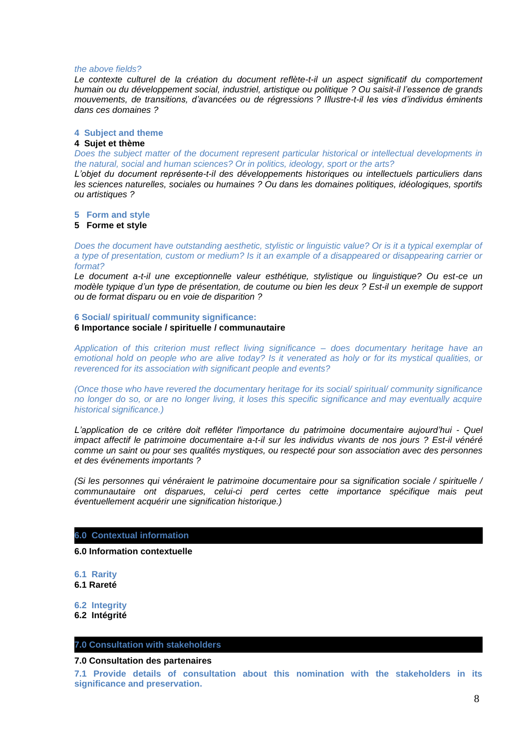*the above fields?*

*Le contexte culturel de la création du document reflète-t-il un aspect significatif du comportement humain ou du développement social, industriel, artistique ou politique ? Ou saisit-il l'essence de grands mouvements, de transitions, d'avancées ou de régressions ? Illustre-t-il les vies d'individus éminents dans ces domaines ?*

### 4 Subject and theme

**4 Sujet et thème**

*Does the subject matter of the document represent particular historical or intellectual developments in the natural, social and human sciences? Or in politics, ideology, sport or the arts?*

*L'objet du document représente-t-il des développements historiques ou intellectuels particuliers dans les sciences naturelles, sociales ou humaines ? Ou dans les domaines politiques, idéologiques, sportifs ou artistiques ?*

### 5 Form and style

**5 Forme et style**

*Does the document have outstanding aesthetic, stylistic or linguistic value? Or is it a typical exemplar of a type of presentation, custom or medium? Is it an example of a disappeared or disappearing carrier or format?*

*Le document a-t-il une exceptionnelle valeur esthétique, stylistique ou linguistique? Ou est-ce un modèle typique d'un type de présentation, de coutume ou bien les deux ? Est-il un exemple de support ou de format disparu ou en voie de disparition ?*

### 6 Social/ spiritual/ community significance:

**6 Importance sociale / spirituelle / communautaire**

*Application of this criterion must reflect living significance – does documentary heritage have an emotional hold on people who are alive today? Is it venerated as holy or for its mystical qualities, or reverenced for its association with significant people and events?*

*(Once those who have revered the documentary heritage for its social/ spiritual/ community significance no longer do so, or are no longer living, it loses this specific significance and may eventually acquire historical significance.)*

*L'application de ce critère doit refléter l'importance du patrimoine documentaire aujourd'hui - Quel impact affectif le patrimoine documentaire a-t-il sur les individus vivants de nos jours ? Est-il vénéré comme un saint ou pour ses qualités mystiques, ou respecté pour son association avec des personnes et des événements importants ?*

*(Si les personnes qui vénéraient le patrimoine documentaire pour sa signification sociale / spirituelle / communautaire ont disparues, celui-ci perd certes cette importance spécifique mais peut éventuellement acquérir une signification historique.)*

## 6.0 Contextual information

**6.0 Information contextuelle**

### 6.1 Rarity

**6.1 Rareté**

### 6.2 Integrity

**6.2 Intégrité**

## 7.0 Consultation with stakeholders

**7.0 Consultation des partenaires**

**7.1 Provide details of consultation about this nomination with the stakeholders in its significance and preservation.**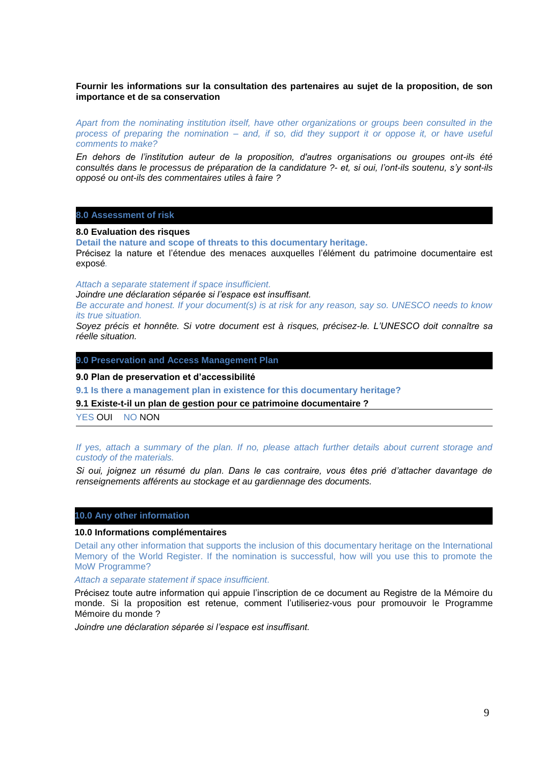**Fournir les informations sur la consultation des partenaires au sujet de la proposition, de son importance et de sa conservation**

*Apart from the nominating institution itself, have other organizations or groups been consulted in the process of preparing the nomination – and, if so, did they support it or oppose it, or have useful comments to make?*

*En dehors de l'institution auteur de la proposition, d'autres organisations ou groupes ont-ils été consultés dans le processus de préparation de la candidature ?- et, si oui, l'ont-ils soutenu, s'y sont-ils opposé ou ont-ils des commentaires utiles à faire ?*

## 8.0 Assessment of risk

**8.0 Evaluation des risques**

**Detail the nature and scope of threats to this documentary heritage.**

Précisez la nature et l'étendue des menaces auxquelles l'élément du patrimoine documentaire est exposé.

*Attach a separate statement if space insufficient.*

*Joindre une déclaration séparée si l'espace est insuffisant.*

*Be accurate and honest. If your document(s) is at risk for any reason, say so. UNESCO needs to know its true situation.*

*Soyez précis et honnête. Si votre document est à risques, précisez-le. L'UNESCO doit connaître sa réelle situation.*

## 9.0 Preservation and Access Management Plan

**9.0 Plan de preservation et d'accessibilité**

**9.1 Is there a management plan in existence for this documentary heritage?**

**9.1 Existe-t-il un plan de gestion pour ce patrimoine documentaire ?**

YES OUI NO NON

*If yes, attach a summary of the plan. If no, please attach further details about current storage and custody of the materials.*

*Si oui, joignez un résumé du plan. Dans le cas contraire, vous êtes prié d'attacher davantage de renseignements afférents au stockage et au gardiennage des documents.*

## 10.0 Any other information

**10.0 Informations complémentaires**

Detail any other information that supports the inclusion of this documentary heritage on the International Memory of the World Register. If the nomination is successful, how will you use this to promote the MoW Programme?

*Attach a separate statement if space insufficient.*

Précisez toute autre information qui appuie l'inscription de ce document au Registre de la Mémoire du monde. Si la proposition est retenue, comment l'utiliseriez-vous pour promouvoir le Programme Mémoire du monde ?

*Joindre une déclaration séparée si l'espace est insuffisant.*